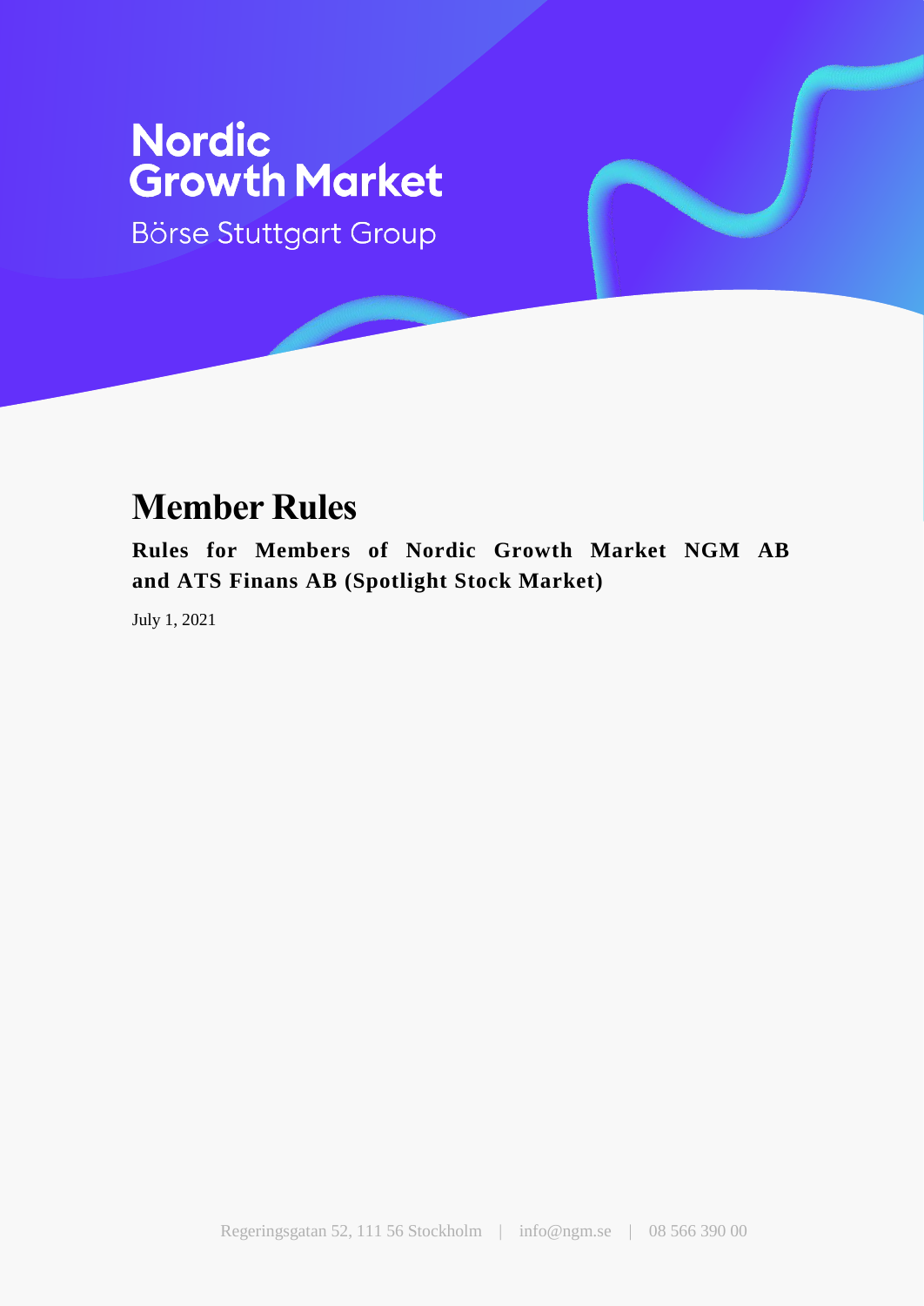Nordic Growth Market

Börse Stuttgart Group

# Member Rules

**Rules for Members of Nordic Growth Market NGM AB and ATS Finans AB (Spotlight Stock Market)**

July 1, 2021

Regeringsgatan 52, 111 56 Stockholm | info@ngm.se | 08 566 390 00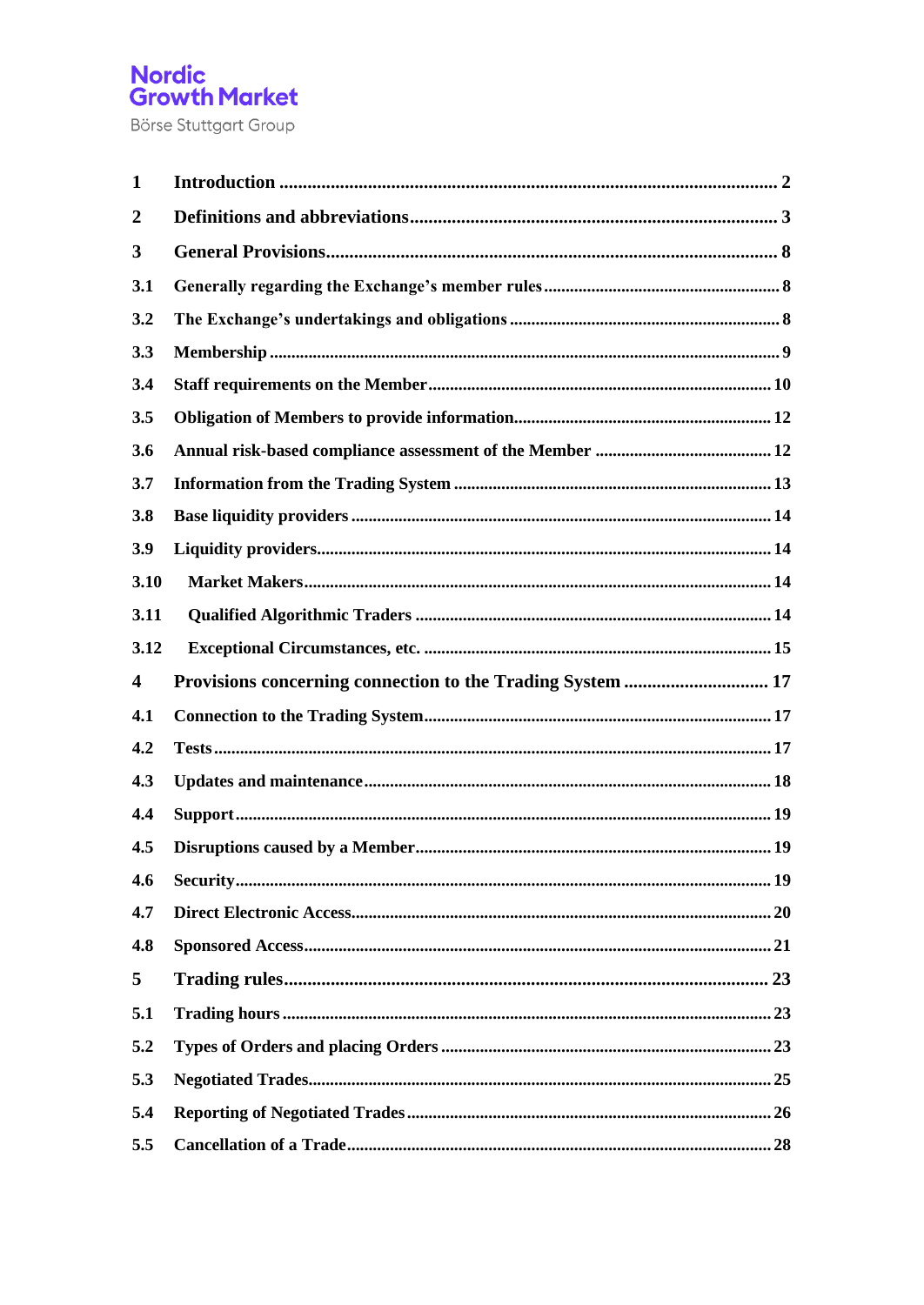Nordic Growth Market
Börse Stuttgart Group

| | | |
|---|---|---|
| **1** | **Introduction** | **2** |
| **2** | **Definitions and abbreviations** | **3** |
| **3** | **General Provisions** | **8** |
| **3.1** | **Generally regarding the Exchange's member rules** | **8** |
| **3.2** | **The Exchange's undertakings and obligations** | **8** |
| **3.3** | **Membership** | **9** |
| **3.4** | **Staff requirements on the Member** | **10** |
| **3.5** | **Obligation of Members to provide information** | **12** |
| **3.6** | **Annual risk-based compliance assessment of the Member** | **12** |
| **3.7** | **Information from the Trading System** | **13** |
| **3.8** | **Base liquidity providers** | **14** |
| **3.9** | **Liquidity providers** | **14** |
| **3.10** | **Market Makers** | **14** |
| **3.11** | **Qualified Algorithmic Traders** | **14** |
| **3.12** | **Exceptional Circumstances, etc.** | **15** |
| **4** | **Provisions concerning connection to the Trading System** | **17** |
| **4.1** | **Connection to the Trading System** | **17** |
| **4.2** | **Tests** | **17** |
| **4.3** | **Updates and maintenance** | **18** |
| **4.4** | **Support** | **19** |
| **4.5** | **Disruptions caused by a Member** | **19** |
| **4.6** | **Security** | **19** |
| **4.7** | **Direct Electronic Access** | **20** |
| **4.8** | **Sponsored Access** | **21** |
| **5** | **Trading rules** | **23** |
| **5.1** | **Trading hours** | **23** |
| **5.2** | **Types of Orders and placing Orders** | **23** |
| **5.3** | **Negotiated Trades** | **25** |
| **5.4** | **Reporting of Negotiated Trades** | **26** |
| **5.5** | **Cancellation of a Trade** | **28** |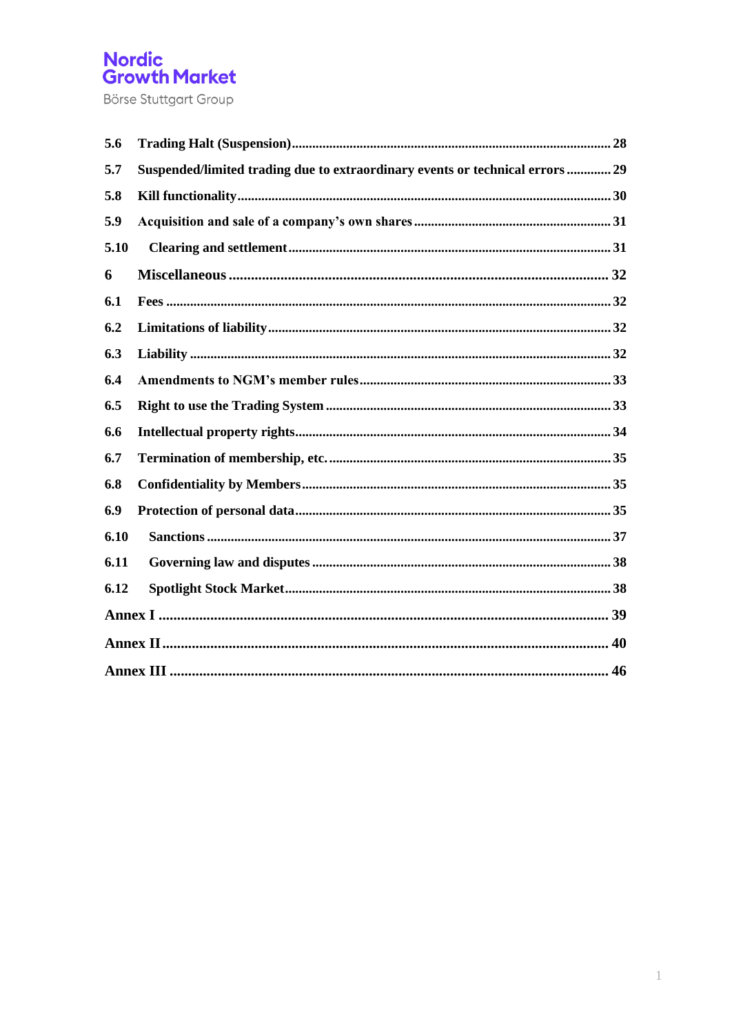| | | |
|---|---|---|
| **5.6** | **Trading Halt (Suspension)** | **28** |
| **5.7** | **Suspended/limited trading due to extraordinary events or technical errors** | **29** |
| **5.8** | **Kill functionality** | **30** |
| **5.9** | **Acquisition and sale of a company's own shares** | **31** |
| **5.10** | **Clearing and settlement** | **31** |
| **6** | **Miscellaneous** | **32** |
| **6.1** | **Fees** | **32** |
| **6.2** | **Limitations of liability** | **32** |
| **6.3** | **Liability** | **32** |
| **6.4** | **Amendments to NGM's member rules** | **33** |
| **6.5** | **Right to use the Trading System** | **33** |
| **6.6** | **Intellectual property rights** | **34** |
| **6.7** | **Termination of membership, etc.** | **35** |
| **6.8** | **Confidentiality by Members** | **35** |
| **6.9** | **Protection of personal data** | **35** |
| **6.10** | **Sanctions** | **37** |
| **6.11** | **Governing law and disputes** | **38** |
| **6.12** | **Spotlight Stock Market** | **38** |
| **Annex I** | | **39** |
| **Annex II** | | **40** |
| **Annex III** | | **46** |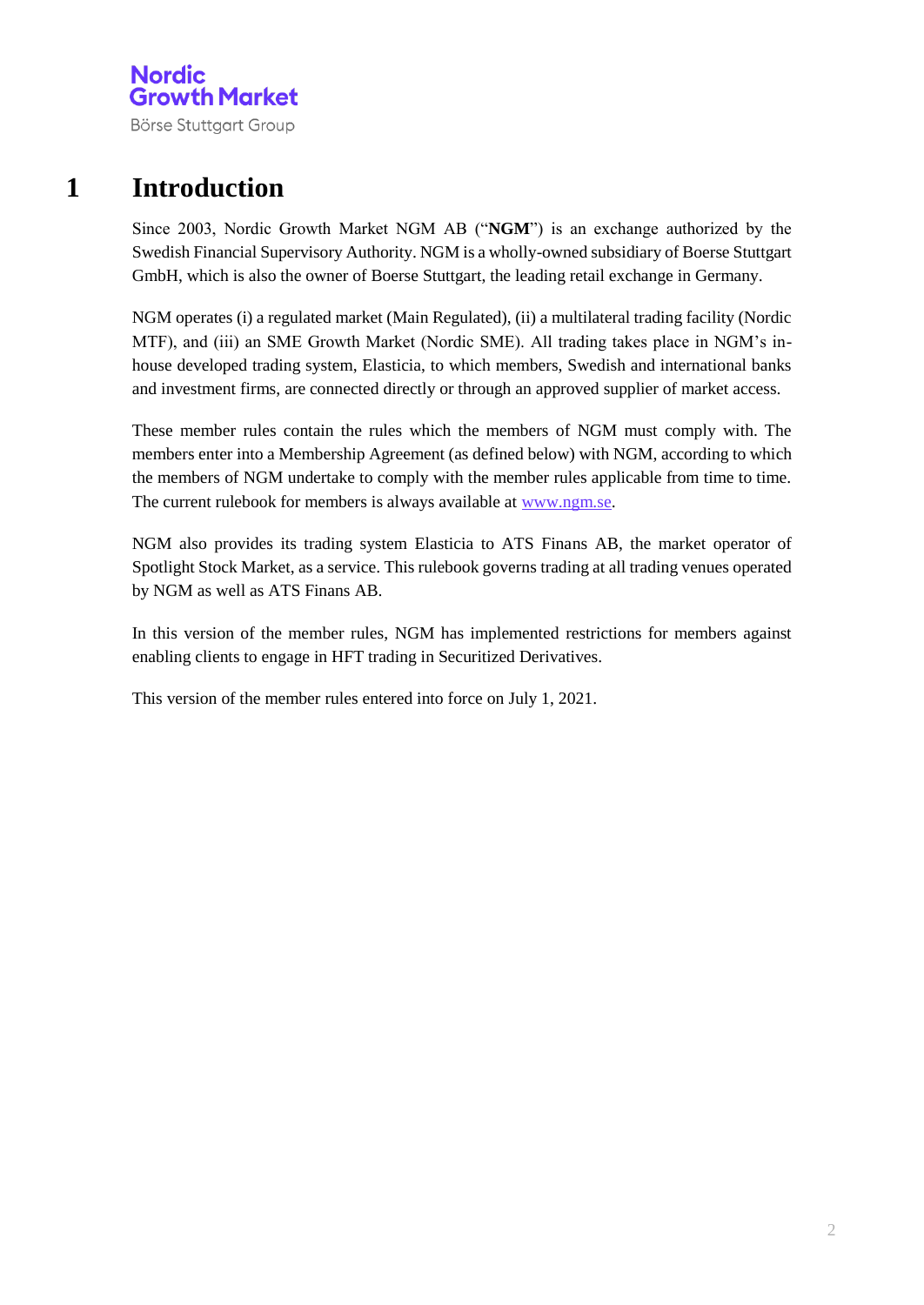# 1 Introduction

Since 2003, Nordic Growth Market NGM AB ("**NGM**") is an exchange authorized by the Swedish Financial Supervisory Authority. NGM is a wholly-owned subsidiary of Boerse Stuttgart GmbH, which is also the owner of Boerse Stuttgart, the leading retail exchange in Germany.

NGM operates (i) a regulated market (Main Regulated), (ii) a multilateral trading facility (Nordic MTF), and (iii) an SME Growth Market (Nordic SME). All trading takes place in NGM's in-house developed trading system, Elasticia, to which members, Swedish and international banks and investment firms, are connected directly or through an approved supplier of market access.

These member rules contain the rules which the members of NGM must comply with. The members enter into a Membership Agreement (as defined below) with NGM, according to which the members of NGM undertake to comply with the member rules applicable from time to time. The current rulebook for members is always available at www.ngm.se.

NGM also provides its trading system Elasticia to ATS Finans AB, the market operator of Spotlight Stock Market, as a service. This rulebook governs trading at all trading venues operated by NGM as well as ATS Finans AB.

In this version of the member rules, NGM has implemented restrictions for members against enabling clients to engage in HFT trading in Securitized Derivatives.

This version of the member rules entered into force on July 1, 2021.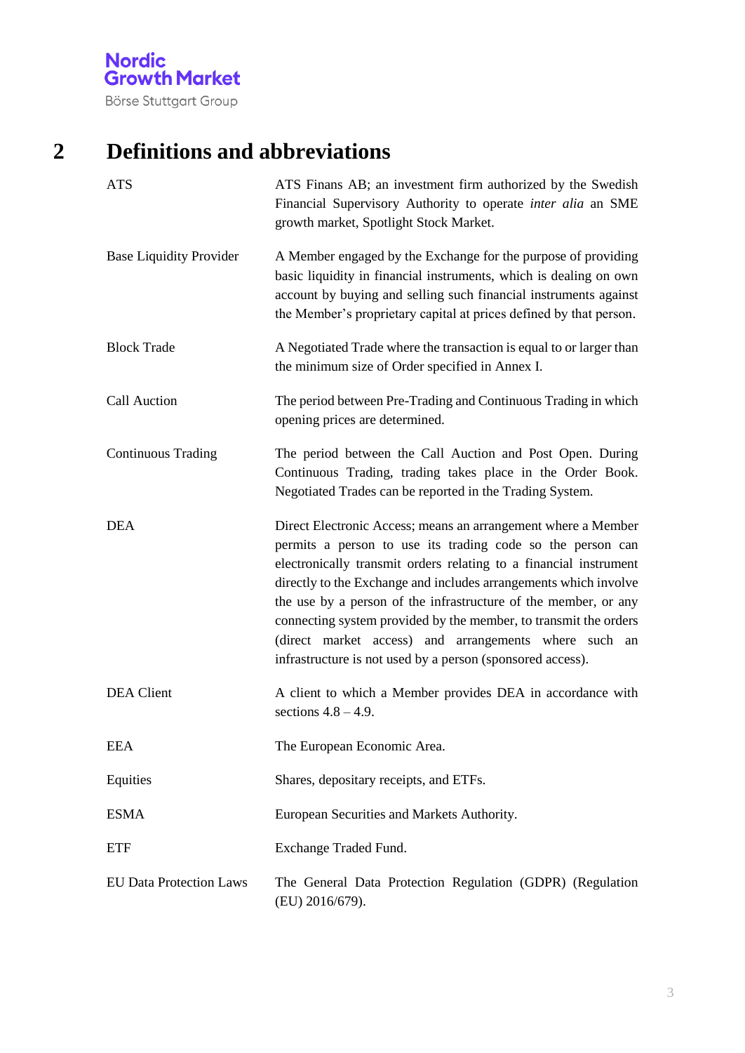# 2 Definitions and abbreviations

| | |
|---|---|
| ATS | ATS Finans AB; an investment firm authorized by the Swedish Financial Supervisory Authority to operate *inter alia* an SME growth market, Spotlight Stock Market. |
| Base Liquidity Provider | A Member engaged by the Exchange for the purpose of providing basic liquidity in financial instruments, which is dealing on own account by buying and selling such financial instruments against the Member's proprietary capital at prices defined by that person. |
| Block Trade | A Negotiated Trade where the transaction is equal to or larger than the minimum size of Order specified in Annex I. |
| Call Auction | The period between Pre-Trading and Continuous Trading in which opening prices are determined. |
| Continuous Trading | The period between the Call Auction and Post Open. During Continuous Trading, trading takes place in the Order Book. Negotiated Trades can be reported in the Trading System. |
| DEA | Direct Electronic Access; means an arrangement where a Member permits a person to use its trading code so the person can electronically transmit orders relating to a financial instrument directly to the Exchange and includes arrangements which involve the use by a person of the infrastructure of the member, or any connecting system provided by the member, to transmit the orders (direct market access) and arrangements where such an infrastructure is not used by a person (sponsored access). |
| DEA Client | A client to which a Member provides DEA in accordance with sections 4.8 – 4.9. |
| EEA | The European Economic Area. |
| Equities | Shares, depositary receipts, and ETFs. |
| ESMA | European Securities and Markets Authority. |
| ETF | Exchange Traded Fund. |
| EU Data Protection Laws | The General Data Protection Regulation (GDPR) (Regulation (EU) 2016/679). |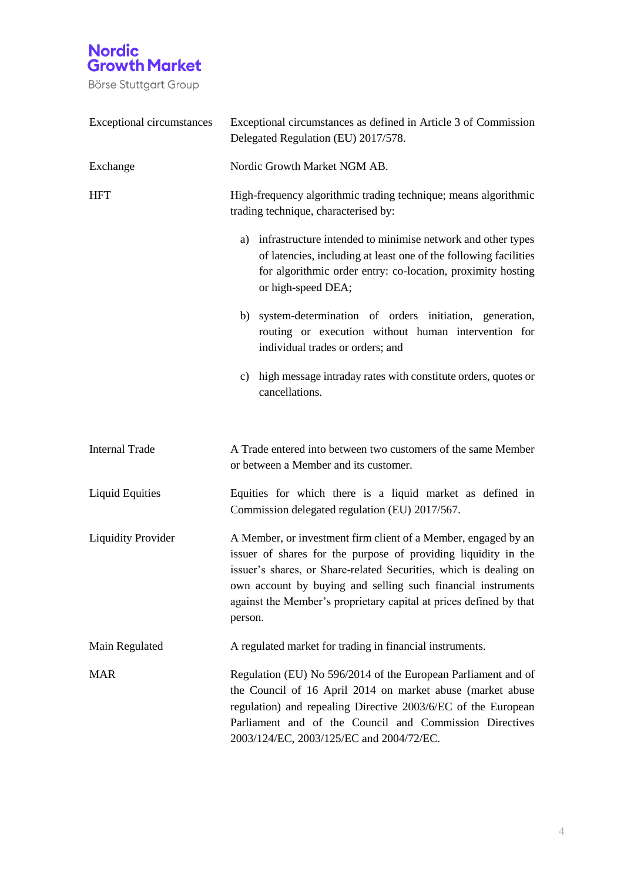| | |
|---|---|
| Exceptional circumstances | Exceptional circumstances as defined in Article 3 of Commission Delegated Regulation (EU) 2017/578. |
| Exchange | Nordic Growth Market NGM AB. |
| HFT | High-frequency algorithmic trading technique; means algorithmic trading technique, characterised by: a) infrastructure intended to minimise network and other types of latencies, including at least one of the following facilities for algorithmic order entry: co-location, proximity hosting or high-speed DEA; b) system-determination of orders initiation, generation, routing or execution without human intervention for individual trades or orders; and c) high message intraday rates with constitute orders, quotes or cancellations. |
| Internal Trade | A Trade entered into between two customers of the same Member or between a Member and its customer. |
| Liquid Equities | Equities for which there is a liquid market as defined in Commission delegated regulation (EU) 2017/567. |
| Liquidity Provider | A Member, or investment firm client of a Member, engaged by an issuer of shares for the purpose of providing liquidity in the issuer's shares, or Share-related Securities, which is dealing on own account by buying and selling such financial instruments against the Member's proprietary capital at prices defined by that person. |
| Main Regulated | A regulated market for trading in financial instruments. |
| MAR | Regulation (EU) No 596/2014 of the European Parliament and of the Council of 16 April 2014 on market abuse (market abuse regulation) and repealing Directive 2003/6/EC of the European Parliament and of the Council and Commission Directives 2003/124/EC, 2003/125/EC and 2004/72/EC. |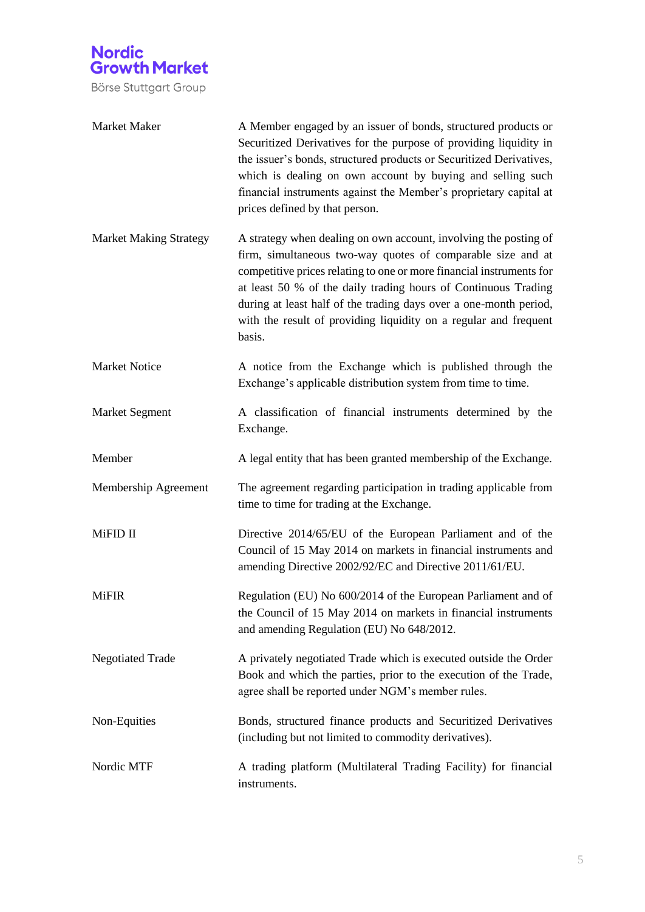| | |
|---|---|
| Market Maker | A Member engaged by an issuer of bonds, structured products or Securitized Derivatives for the purpose of providing liquidity in the issuer's bonds, structured products or Securitized Derivatives, which is dealing on own account by buying and selling such financial instruments against the Member's proprietary capital at prices defined by that person. |
| Market Making Strategy | A strategy when dealing on own account, involving the posting of firm, simultaneous two-way quotes of comparable size and at competitive prices relating to one or more financial instruments for at least 50 % of the daily trading hours of Continuous Trading during at least half of the trading days over a one-month period, with the result of providing liquidity on a regular and frequent basis. |
| Market Notice | A notice from the Exchange which is published through the Exchange's applicable distribution system from time to time. |
| Market Segment | A classification of financial instruments determined by the Exchange. |
| Member | A legal entity that has been granted membership of the Exchange. |
| Membership Agreement | The agreement regarding participation in trading applicable from time to time for trading at the Exchange. |
| MiFID II | Directive 2014/65/EU of the European Parliament and of the Council of 15 May 2014 on markets in financial instruments and amending Directive 2002/92/EC and Directive 2011/61/EU. |
| MiFIR | Regulation (EU) No 600/2014 of the European Parliament and of the Council of 15 May 2014 on markets in financial instruments and amending Regulation (EU) No 648/2012. |
| Negotiated Trade | A privately negotiated Trade which is executed outside the Order Book and which the parties, prior to the execution of the Trade, agree shall be reported under NGM's member rules. |
| Non-Equities | Bonds, structured finance products and Securitized Derivatives (including but not limited to commodity derivatives). |
| Nordic MTF | A trading platform (Multilateral Trading Facility) for financial instruments. |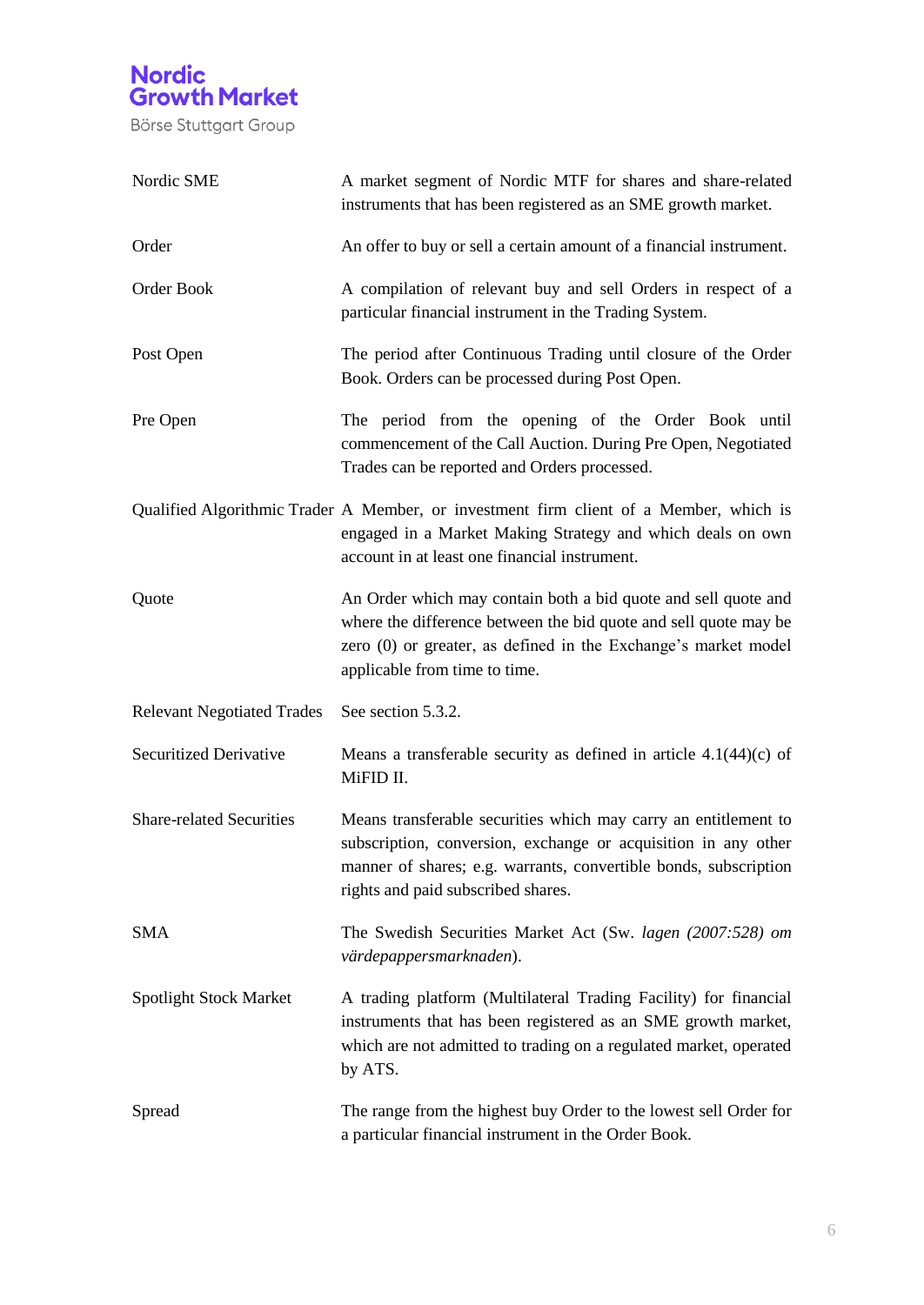| | |
|---|---|
| Nordic SME | A market segment of Nordic MTF for shares and share-related instruments that has been registered as an SME growth market. |
| Order | An offer to buy or sell a certain amount of a financial instrument. |
| Order Book | A compilation of relevant buy and sell Orders in respect of a particular financial instrument in the Trading System. |
| Post Open | The period after Continuous Trading until closure of the Order Book. Orders can be processed during Post Open. |
| Pre Open | The period from the opening of the Order Book until commencement of the Call Auction. During Pre Open, Negotiated Trades can be reported and Orders processed. |
| Qualified Algorithmic Trader | A Member, or investment firm client of a Member, which is engaged in a Market Making Strategy and which deals on own account in at least one financial instrument. |
| Quote | An Order which may contain both a bid quote and sell quote and where the difference between the bid quote and sell quote may be zero (0) or greater, as defined in the Exchange's market model applicable from time to time. |
| Relevant Negotiated Trades | See section 5.3.2. |
| Securitized Derivative | Means a transferable security as defined in article 4.1(44)(c) of MiFID II. |
| Share-related Securities | Means transferable securities which may carry an entitlement to subscription, conversion, exchange or acquisition in any other manner of shares; e.g. warrants, convertible bonds, subscription rights and paid subscribed shares. |
| SMA | The Swedish Securities Market Act (Sw. *lagen (2007:528) om värdepappersmarknaden*). |
| Spotlight Stock Market | A trading platform (Multilateral Trading Facility) for financial instruments that has been registered as an SME growth market, which are not admitted to trading on a regulated market, operated by ATS. |
| Spread | The range from the highest buy Order to the lowest sell Order for a particular financial instrument in the Order Book. |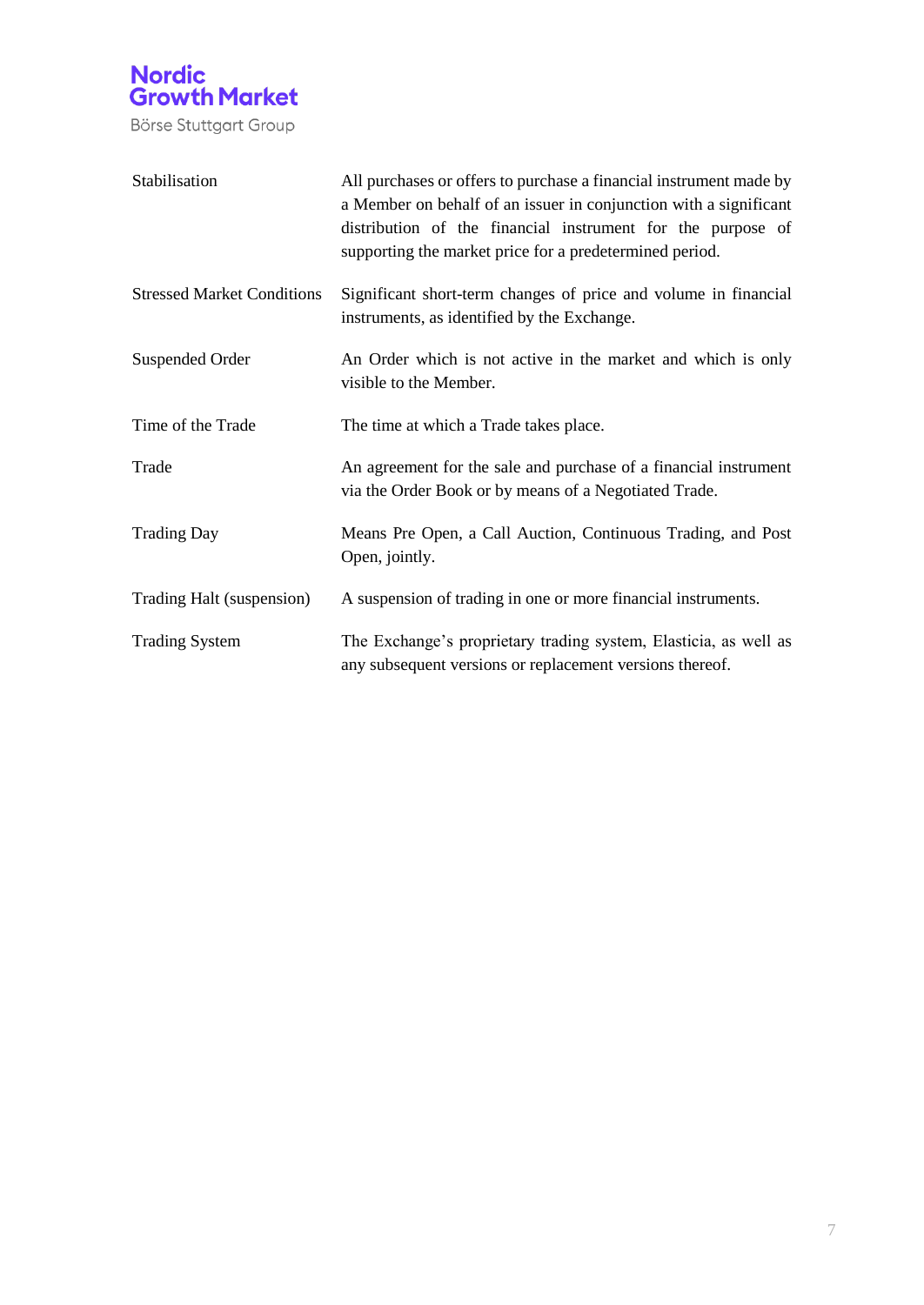| | |
|---|---|
| Stabilisation | All purchases or offers to purchase a financial instrument made by a Member on behalf of an issuer in conjunction with a significant distribution of the financial instrument for the purpose of supporting the market price for a predetermined period. |
| Stressed Market Conditions | Significant short-term changes of price and volume in financial instruments, as identified by the Exchange. |
| Suspended Order | An Order which is not active in the market and which is only visible to the Member. |
| Time of the Trade | The time at which a Trade takes place. |
| Trade | An agreement for the sale and purchase of a financial instrument via the Order Book or by means of a Negotiated Trade. |
| Trading Day | Means Pre Open, a Call Auction, Continuous Trading, and Post Open, jointly. |
| Trading Halt (suspension) | A suspension of trading in one or more financial instruments. |
| Trading System | The Exchange's proprietary trading system, Elasticia, as well as any subsequent versions or replacement versions thereof. |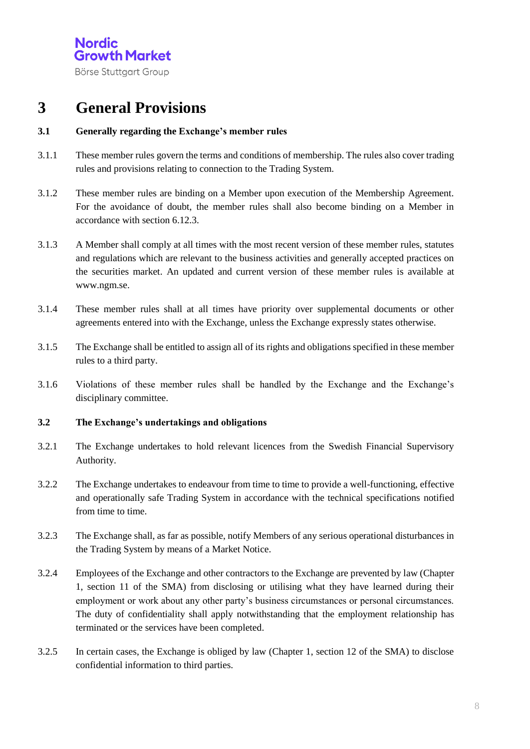# 3 General Provisions

## 3.1 Generally regarding the Exchange's member rules

3.1.1 These member rules govern the terms and conditions of membership. The rules also cover trading rules and provisions relating to connection to the Trading System.

3.1.2 These member rules are binding on a Member upon execution of the Membership Agreement. For the avoidance of doubt, the member rules shall also become binding on a Member in accordance with section 6.12.3.

3.1.3 A Member shall comply at all times with the most recent version of these member rules, statutes and regulations which are relevant to the business activities and generally accepted practices on the securities market. An updated and current version of these member rules is available at www.ngm.se.

3.1.4 These member rules shall at all times have priority over supplemental documents or other agreements entered into with the Exchange, unless the Exchange expressly states otherwise.

3.1.5 The Exchange shall be entitled to assign all of its rights and obligations specified in these member rules to a third party.

3.1.6 Violations of these member rules shall be handled by the Exchange and the Exchange's disciplinary committee.

## 3.2 The Exchange's undertakings and obligations

3.2.1 The Exchange undertakes to hold relevant licences from the Swedish Financial Supervisory Authority.

3.2.2 The Exchange undertakes to endeavour from time to time to provide a well-functioning, effective and operationally safe Trading System in accordance with the technical specifications notified from time to time.

3.2.3 The Exchange shall, as far as possible, notify Members of any serious operational disturbances in the Trading System by means of a Market Notice.

3.2.4 Employees of the Exchange and other contractors to the Exchange are prevented by law (Chapter 1, section 11 of the SMA) from disclosing or utilising what they have learned during their employment or work about any other party's business circumstances or personal circumstances. The duty of confidentiality shall apply notwithstanding that the employment relationship has terminated or the services have been completed.

3.2.5 In certain cases, the Exchange is obliged by law (Chapter 1, section 12 of the SMA) to disclose confidential information to third parties.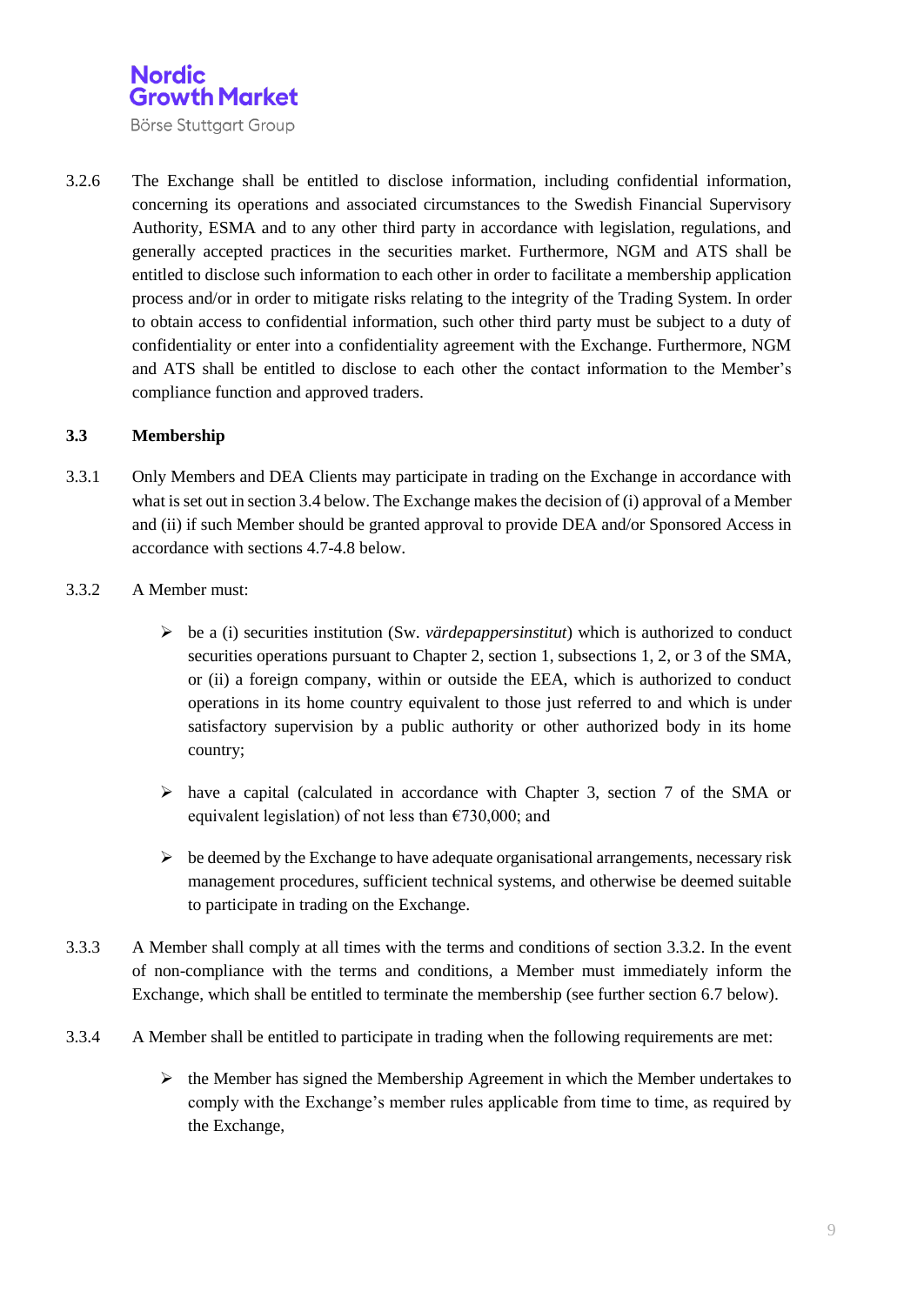3.2.6 The Exchange shall be entitled to disclose information, including confidential information, concerning its operations and associated circumstances to the Swedish Financial Supervisory Authority, ESMA and to any other third party in accordance with legislation, regulations, and generally accepted practices in the securities market. Furthermore, NGM and ATS shall be entitled to disclose such information to each other in order to facilitate a membership application process and/or in order to mitigate risks relating to the integrity of the Trading System. In order to obtain access to confidential information, such other third party must be subject to a duty of confidentiality or enter into a confidentiality agreement with the Exchange. Furthermore, NGM and ATS shall be entitled to disclose to each other the contact information to the Member's compliance function and approved traders.

### 3.3 Membership

3.3.1 Only Members and DEA Clients may participate in trading on the Exchange in accordance with what is set out in section 3.4 below. The Exchange makes the decision of (i) approval of a Member and (ii) if such Member should be granted approval to provide DEA and/or Sponsored Access in accordance with sections 4.7-4.8 below.

3.3.2 A Member must:

- be a (i) securities institution (Sw. *värdepappersinstitut*) which is authorized to conduct securities operations pursuant to Chapter 2, section 1, subsections 1, 2, or 3 of the SMA, or (ii) a foreign company, within or outside the EEA, which is authorized to conduct operations in its home country equivalent to those just referred to and which is under satisfactory supervision by a public authority or other authorized body in its home country;
- have a capital (calculated in accordance with Chapter 3, section 7 of the SMA or equivalent legislation) of not less than €730,000; and
- be deemed by the Exchange to have adequate organisational arrangements, necessary risk management procedures, sufficient technical systems, and otherwise be deemed suitable to participate in trading on the Exchange.

3.3.3 A Member shall comply at all times with the terms and conditions of section 3.3.2. In the event of non-compliance with the terms and conditions, a Member must immediately inform the Exchange, which shall be entitled to terminate the membership (see further section 6.7 below).

3.3.4 A Member shall be entitled to participate in trading when the following requirements are met:

- the Member has signed the Membership Agreement in which the Member undertakes to comply with the Exchange's member rules applicable from time to time, as required by the Exchange,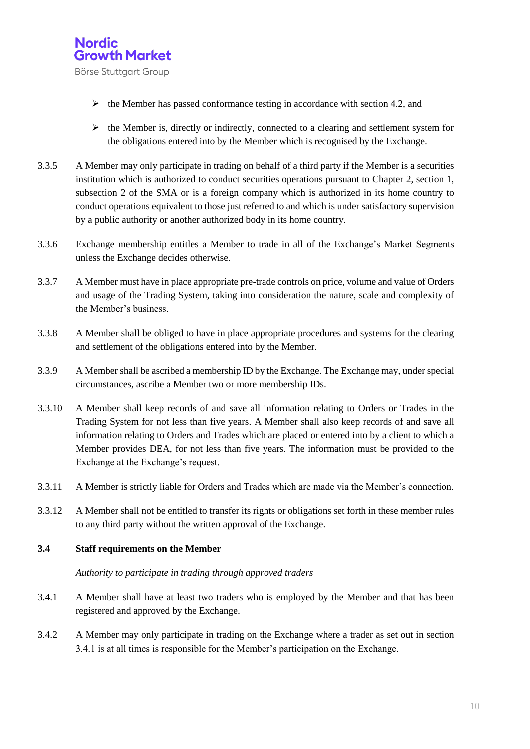- the Member has passed conformance testing in accordance with section 4.2, and
- the Member is, directly or indirectly, connected to a clearing and settlement system for the obligations entered into by the Member which is recognised by the Exchange.

3.3.5 A Member may only participate in trading on behalf of a third party if the Member is a securities institution which is authorized to conduct securities operations pursuant to Chapter 2, section 1, subsection 2 of the SMA or is a foreign company which is authorized in its home country to conduct operations equivalent to those just referred to and which is under satisfactory supervision by a public authority or another authorized body in its home country.

3.3.6 Exchange membership entitles a Member to trade in all of the Exchange's Market Segments unless the Exchange decides otherwise.

3.3.7 A Member must have in place appropriate pre-trade controls on price, volume and value of Orders and usage of the Trading System, taking into consideration the nature, scale and complexity of the Member's business.

3.3.8 A Member shall be obliged to have in place appropriate procedures and systems for the clearing and settlement of the obligations entered into by the Member.

3.3.9 A Member shall be ascribed a membership ID by the Exchange. The Exchange may, under special circumstances, ascribe a Member two or more membership IDs.

3.3.10 A Member shall keep records of and save all information relating to Orders or Trades in the Trading System for not less than five years. A Member shall also keep records of and save all information relating to Orders and Trades which are placed or entered into by a client to which a Member provides DEA, for not less than five years. The information must be provided to the Exchange at the Exchange's request.

3.3.11 A Member is strictly liable for Orders and Trades which are made via the Member's connection.

3.3.12 A Member shall not be entitled to transfer its rights or obligations set forth in these member rules to any third party without the written approval of the Exchange.

### 3.4 Staff requirements on the Member

*Authority to participate in trading through approved traders*

3.4.1 A Member shall have at least two traders who is employed by the Member and that has been registered and approved by the Exchange.

3.4.2 A Member may only participate in trading on the Exchange where a trader as set out in section 3.4.1 is at all times is responsible for the Member's participation on the Exchange.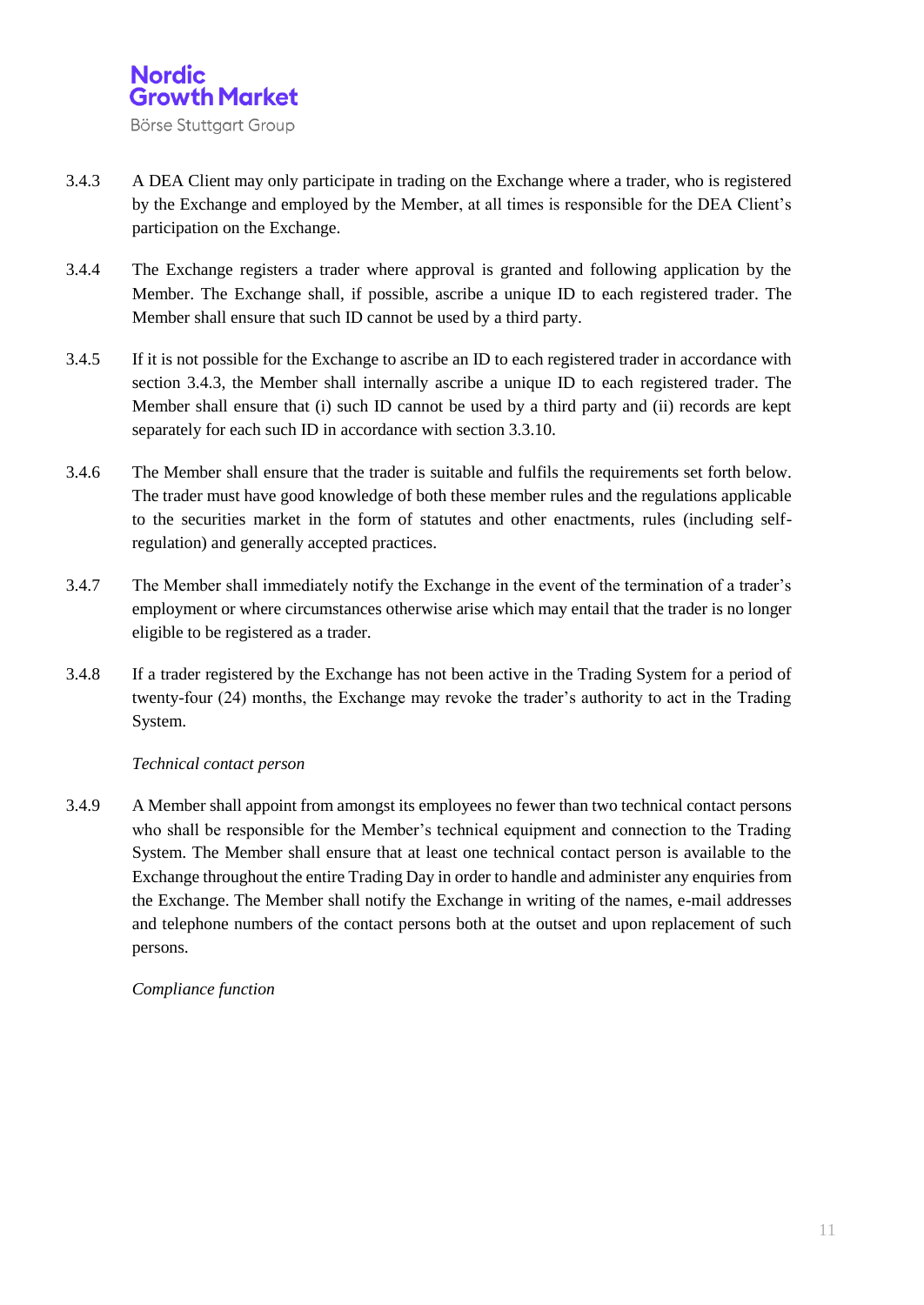3.4.3 A DEA Client may only participate in trading on the Exchange where a trader, who is registered by the Exchange and employed by the Member, at all times is responsible for the DEA Client's participation on the Exchange.

3.4.4 The Exchange registers a trader where approval is granted and following application by the Member. The Exchange shall, if possible, ascribe a unique ID to each registered trader. The Member shall ensure that such ID cannot be used by a third party.

3.4.5 If it is not possible for the Exchange to ascribe an ID to each registered trader in accordance with section 3.4.3, the Member shall internally ascribe a unique ID to each registered trader. The Member shall ensure that (i) such ID cannot be used by a third party and (ii) records are kept separately for each such ID in accordance with section 3.3.10.

3.4.6 The Member shall ensure that the trader is suitable and fulfils the requirements set forth below. The trader must have good knowledge of both these member rules and the regulations applicable to the securities market in the form of statutes and other enactments, rules (including self-regulation) and generally accepted practices.

3.4.7 The Member shall immediately notify the Exchange in the event of the termination of a trader's employment or where circumstances otherwise arise which may entail that the trader is no longer eligible to be registered as a trader.

3.4.8 If a trader registered by the Exchange has not been active in the Trading System for a period of twenty-four (24) months, the Exchange may revoke the trader's authority to act in the Trading System.

*Technical contact person*

3.4.9 A Member shall appoint from amongst its employees no fewer than two technical contact persons who shall be responsible for the Member's technical equipment and connection to the Trading System. The Member shall ensure that at least one technical contact person is available to the Exchange throughout the entire Trading Day in order to handle and administer any enquiries from the Exchange. The Member shall notify the Exchange in writing of the names, e-mail addresses and telephone numbers of the contact persons both at the outset and upon replacement of such persons.

*Compliance function*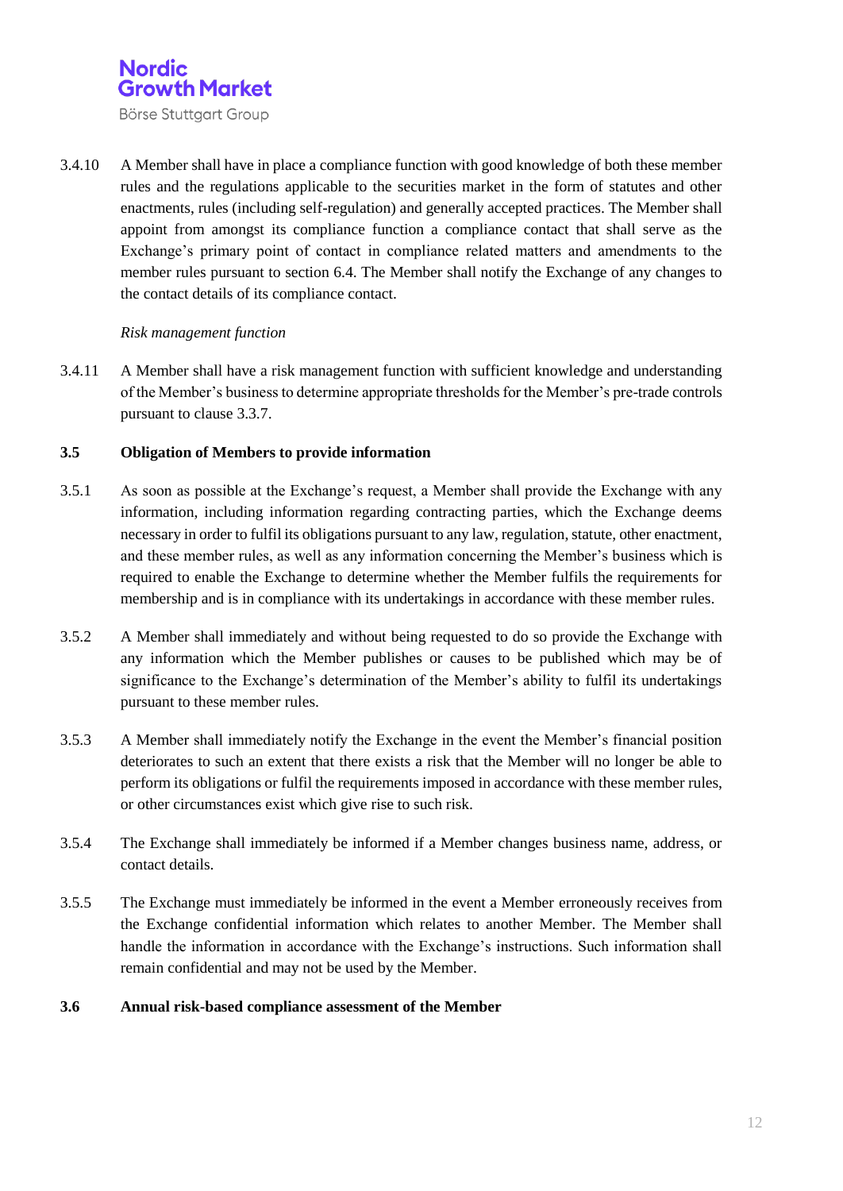3.4.10 A Member shall have in place a compliance function with good knowledge of both these member rules and the regulations applicable to the securities market in the form of statutes and other enactments, rules (including self-regulation) and generally accepted practices. The Member shall appoint from amongst its compliance function a compliance contact that shall serve as the Exchange's primary point of contact in compliance related matters and amendments to the member rules pursuant to section 6.4. The Member shall notify the Exchange of any changes to the contact details of its compliance contact.

*Risk management function*

3.4.11 A Member shall have a risk management function with sufficient knowledge and understanding of the Member's business to determine appropriate thresholds for the Member's pre-trade controls pursuant to clause 3.3.7.

### 3.5 Obligation of Members to provide information

3.5.1 As soon as possible at the Exchange's request, a Member shall provide the Exchange with any information, including information regarding contracting parties, which the Exchange deems necessary in order to fulfil its obligations pursuant to any law, regulation, statute, other enactment, and these member rules, as well as any information concerning the Member's business which is required to enable the Exchange to determine whether the Member fulfils the requirements for membership and is in compliance with its undertakings in accordance with these member rules.

3.5.2 A Member shall immediately and without being requested to do so provide the Exchange with any information which the Member publishes or causes to be published which may be of significance to the Exchange's determination of the Member's ability to fulfil its undertakings pursuant to these member rules.

3.5.3 A Member shall immediately notify the Exchange in the event the Member's financial position deteriorates to such an extent that there exists a risk that the Member will no longer be able to perform its obligations or fulfil the requirements imposed in accordance with these member rules, or other circumstances exist which give rise to such risk.

3.5.4 The Exchange shall immediately be informed if a Member changes business name, address, or contact details.

3.5.5 The Exchange must immediately be informed in the event a Member erroneously receives from the Exchange confidential information which relates to another Member. The Member shall handle the information in accordance with the Exchange's instructions. Such information shall remain confidential and may not be used by the Member.

### 3.6 Annual risk-based compliance assessment of the Member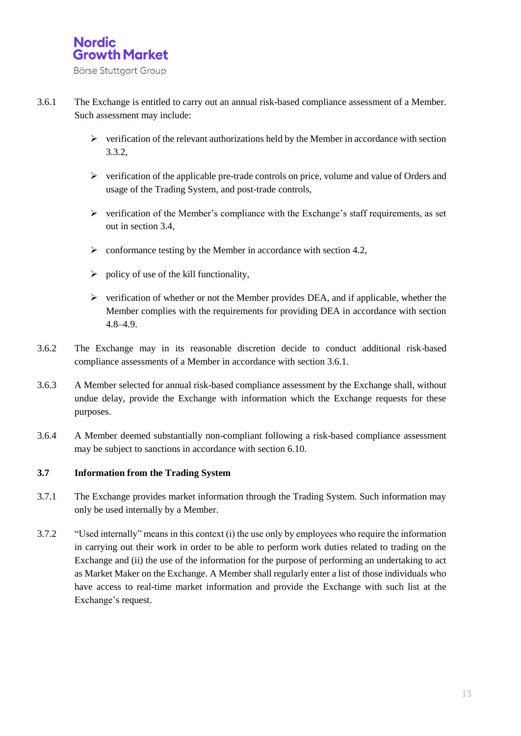3.6.1 The Exchange is entitled to carry out an annual risk-based compliance assessment of a Member. Such assessment may include:

- verification of the relevant authorizations held by the Member in accordance with section 3.3.2,
- verification of the applicable pre-trade controls on price, volume and value of Orders and usage of the Trading System, and post-trade controls,
- verification of the Member's compliance with the Exchange's staff requirements, as set out in section 3.4,
- conformance testing by the Member in accordance with section 4.2,
- policy of use of the kill functionality,
- verification of whether or not the Member provides DEA, and if applicable, whether the Member complies with the requirements for providing DEA in accordance with section 4.8–4.9.

3.6.2 The Exchange may in its reasonable discretion decide to conduct additional risk-based compliance assessments of a Member in accordance with section 3.6.1.

3.6.3 A Member selected for annual risk-based compliance assessment by the Exchange shall, without undue delay, provide the Exchange with information which the Exchange requests for these purposes.

3.6.4 A Member deemed substantially non-compliant following a risk-based compliance assessment may be subject to sanctions in accordance with section 6.10.

### 3.7 Information from the Trading System

3.7.1 The Exchange provides market information through the Trading System. Such information may only be used internally by a Member.

3.7.2 "Used internally" means in this context (i) the use only by employees who require the information in carrying out their work in order to be able to perform work duties related to trading on the Exchange and (ii) the use of the information for the purpose of performing an undertaking to act as Market Maker on the Exchange. A Member shall regularly enter a list of those individuals who have access to real-time market information and provide the Exchange with such list at the Exchange's request.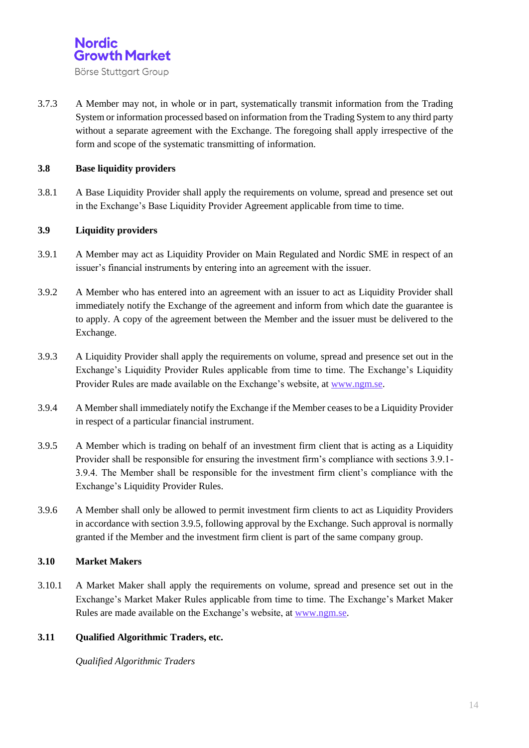3.7.3 A Member may not, in whole or in part, systematically transmit information from the Trading System or information processed based on information from the Trading System to any third party without a separate agreement with the Exchange. The foregoing shall apply irrespective of the form and scope of the systematic transmitting of information.

### 3.8 Base liquidity providers

3.8.1 A Base Liquidity Provider shall apply the requirements on volume, spread and presence set out in the Exchange's Base Liquidity Provider Agreement applicable from time to time.

### 3.9 Liquidity providers

3.9.1 A Member may act as Liquidity Provider on Main Regulated and Nordic SME in respect of an issuer's financial instruments by entering into an agreement with the issuer.

3.9.2 A Member who has entered into an agreement with an issuer to act as Liquidity Provider shall immediately notify the Exchange of the agreement and inform from which date the guarantee is to apply. A copy of the agreement between the Member and the issuer must be delivered to the Exchange.

3.9.3 A Liquidity Provider shall apply the requirements on volume, spread and presence set out in the Exchange's Liquidity Provider Rules applicable from time to time. The Exchange's Liquidity Provider Rules are made available on the Exchange's website, at www.ngm.se.

3.9.4 A Member shall immediately notify the Exchange if the Member ceases to be a Liquidity Provider in respect of a particular financial instrument.

3.9.5 A Member which is trading on behalf of an investment firm client that is acting as a Liquidity Provider shall be responsible for ensuring the investment firm's compliance with sections 3.9.1-3.9.4. The Member shall be responsible for the investment firm client's compliance with the Exchange's Liquidity Provider Rules.

3.9.6 A Member shall only be allowed to permit investment firm clients to act as Liquidity Providers in accordance with section 3.9.5, following approval by the Exchange. Such approval is normally granted if the Member and the investment firm client is part of the same company group.

### 3.10 Market Makers

3.10.1 A Market Maker shall apply the requirements on volume, spread and presence set out in the Exchange's Market Maker Rules applicable from time to time. The Exchange's Market Maker Rules are made available on the Exchange's website, at www.ngm.se.

### 3.11 Qualified Algorithmic Traders, etc.

*Qualified Algorithmic Traders*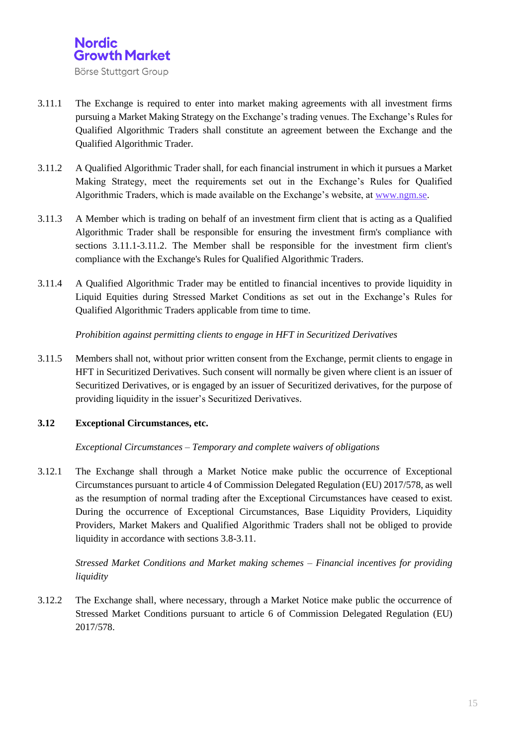3.11.1 The Exchange is required to enter into market making agreements with all investment firms pursuing a Market Making Strategy on the Exchange's trading venues. The Exchange's Rules for Qualified Algorithmic Traders shall constitute an agreement between the Exchange and the Qualified Algorithmic Trader.

3.11.2 A Qualified Algorithmic Trader shall, for each financial instrument in which it pursues a Market Making Strategy, meet the requirements set out in the Exchange's Rules for Qualified Algorithmic Traders, which is made available on the Exchange's website, at www.ngm.se.

3.11.3 A Member which is trading on behalf of an investment firm client that is acting as a Qualified Algorithmic Trader shall be responsible for ensuring the investment firm's compliance with sections 3.11.1-3.11.2. The Member shall be responsible for the investment firm client's compliance with the Exchange's Rules for Qualified Algorithmic Traders.

3.11.4 A Qualified Algorithmic Trader may be entitled to financial incentives to provide liquidity in Liquid Equities during Stressed Market Conditions as set out in the Exchange's Rules for Qualified Algorithmic Traders applicable from time to time.

*Prohibition against permitting clients to engage in HFT in Securitized Derivatives*

3.11.5 Members shall not, without prior written consent from the Exchange, permit clients to engage in HFT in Securitized Derivatives. Such consent will normally be given where client is an issuer of Securitized Derivatives, or is engaged by an issuer of Securitized derivatives, for the purpose of providing liquidity in the issuer's Securitized Derivatives.

### 3.12 Exceptional Circumstances, etc.

*Exceptional Circumstances – Temporary and complete waivers of obligations*

3.12.1 The Exchange shall through a Market Notice make public the occurrence of Exceptional Circumstances pursuant to article 4 of Commission Delegated Regulation (EU) 2017/578, as well as the resumption of normal trading after the Exceptional Circumstances have ceased to exist. During the occurrence of Exceptional Circumstances, Base Liquidity Providers, Liquidity Providers, Market Makers and Qualified Algorithmic Traders shall not be obliged to provide liquidity in accordance with sections 3.8-3.11.

*Stressed Market Conditions and Market making schemes – Financial incentives for providing liquidity*

3.12.2 The Exchange shall, where necessary, through a Market Notice make public the occurrence of Stressed Market Conditions pursuant to article 6 of Commission Delegated Regulation (EU) 2017/578.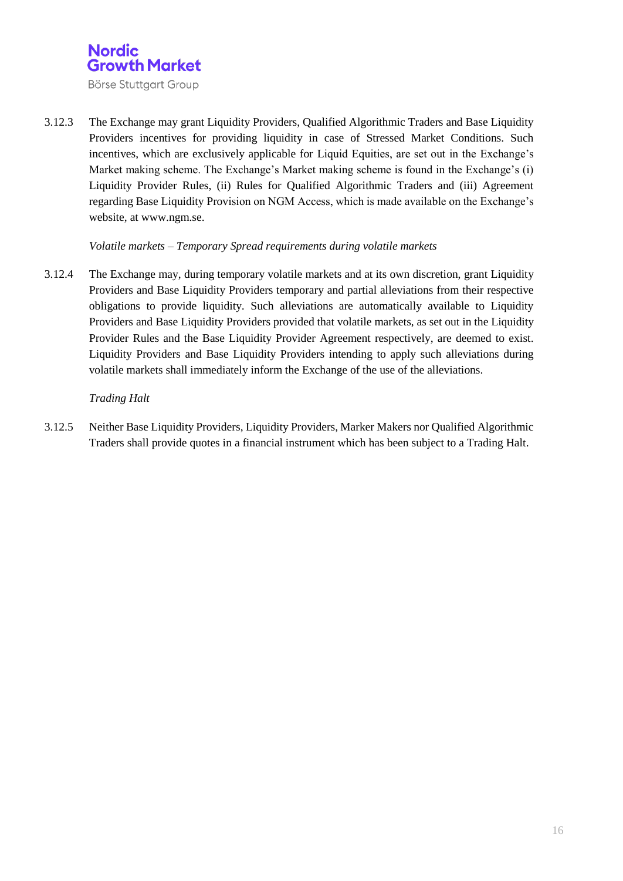3.12.3 The Exchange may grant Liquidity Providers, Qualified Algorithmic Traders and Base Liquidity Providers incentives for providing liquidity in case of Stressed Market Conditions. Such incentives, which are exclusively applicable for Liquid Equities, are set out in the Exchange's Market making scheme. The Exchange's Market making scheme is found in the Exchange's (i) Liquidity Provider Rules, (ii) Rules for Qualified Algorithmic Traders and (iii) Agreement regarding Base Liquidity Provision on NGM Access, which is made available on the Exchange's website, at www.ngm.se.

*Volatile markets – Temporary Spread requirements during volatile markets*

3.12.4 The Exchange may, during temporary volatile markets and at its own discretion, grant Liquidity Providers and Base Liquidity Providers temporary and partial alleviations from their respective obligations to provide liquidity. Such alleviations are automatically available to Liquidity Providers and Base Liquidity Providers provided that volatile markets, as set out in the Liquidity Provider Rules and the Base Liquidity Provider Agreement respectively, are deemed to exist. Liquidity Providers and Base Liquidity Providers intending to apply such alleviations during volatile markets shall immediately inform the Exchange of the use of the alleviations.

*Trading Halt*

3.12.5 Neither Base Liquidity Providers, Liquidity Providers, Marker Makers nor Qualified Algorithmic Traders shall provide quotes in a financial instrument which has been subject to a Trading Halt.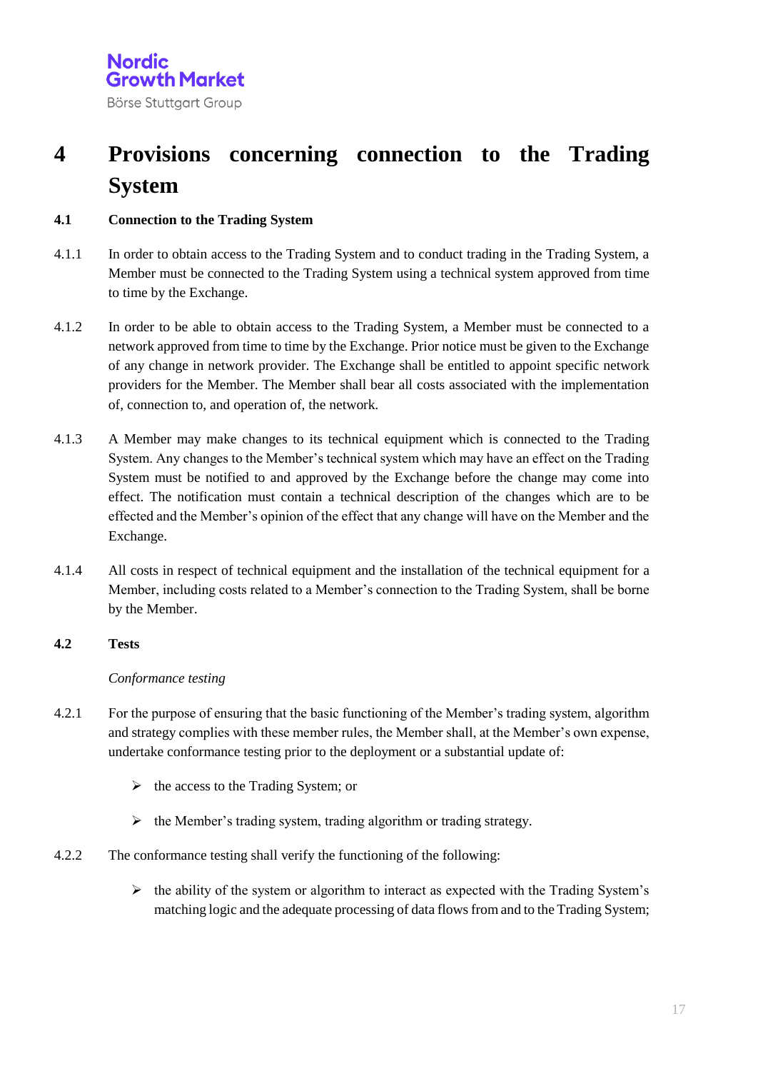# 4 Provisions concerning connection to the Trading System

## 4.1 Connection to the Trading System

4.1.1 In order to obtain access to the Trading System and to conduct trading in the Trading System, a Member must be connected to the Trading System using a technical system approved from time to time by the Exchange.

4.1.2 In order to be able to obtain access to the Trading System, a Member must be connected to a network approved from time to time by the Exchange. Prior notice must be given to the Exchange of any change in network provider. The Exchange shall be entitled to appoint specific network providers for the Member. The Member shall bear all costs associated with the implementation of, connection to, and operation of, the network.

4.1.3 A Member may make changes to its technical equipment which is connected to the Trading System. Any changes to the Member's technical system which may have an effect on the Trading System must be notified to and approved by the Exchange before the change may come into effect. The notification must contain a technical description of the changes which are to be effected and the Member's opinion of the effect that any change will have on the Member and the Exchange.

4.1.4 All costs in respect of technical equipment and the installation of the technical equipment for a Member, including costs related to a Member's connection to the Trading System, shall be borne by the Member.

## 4.2 Tests

*Conformance testing*

4.2.1 For the purpose of ensuring that the basic functioning of the Member's trading system, algorithm and strategy complies with these member rules, the Member shall, at the Member's own expense, undertake conformance testing prior to the deployment or a substantial update of:

- the access to the Trading System; or
- the Member's trading system, trading algorithm or trading strategy.

4.2.2 The conformance testing shall verify the functioning of the following:

- the ability of the system or algorithm to interact as expected with the Trading System's matching logic and the adequate processing of data flows from and to the Trading System;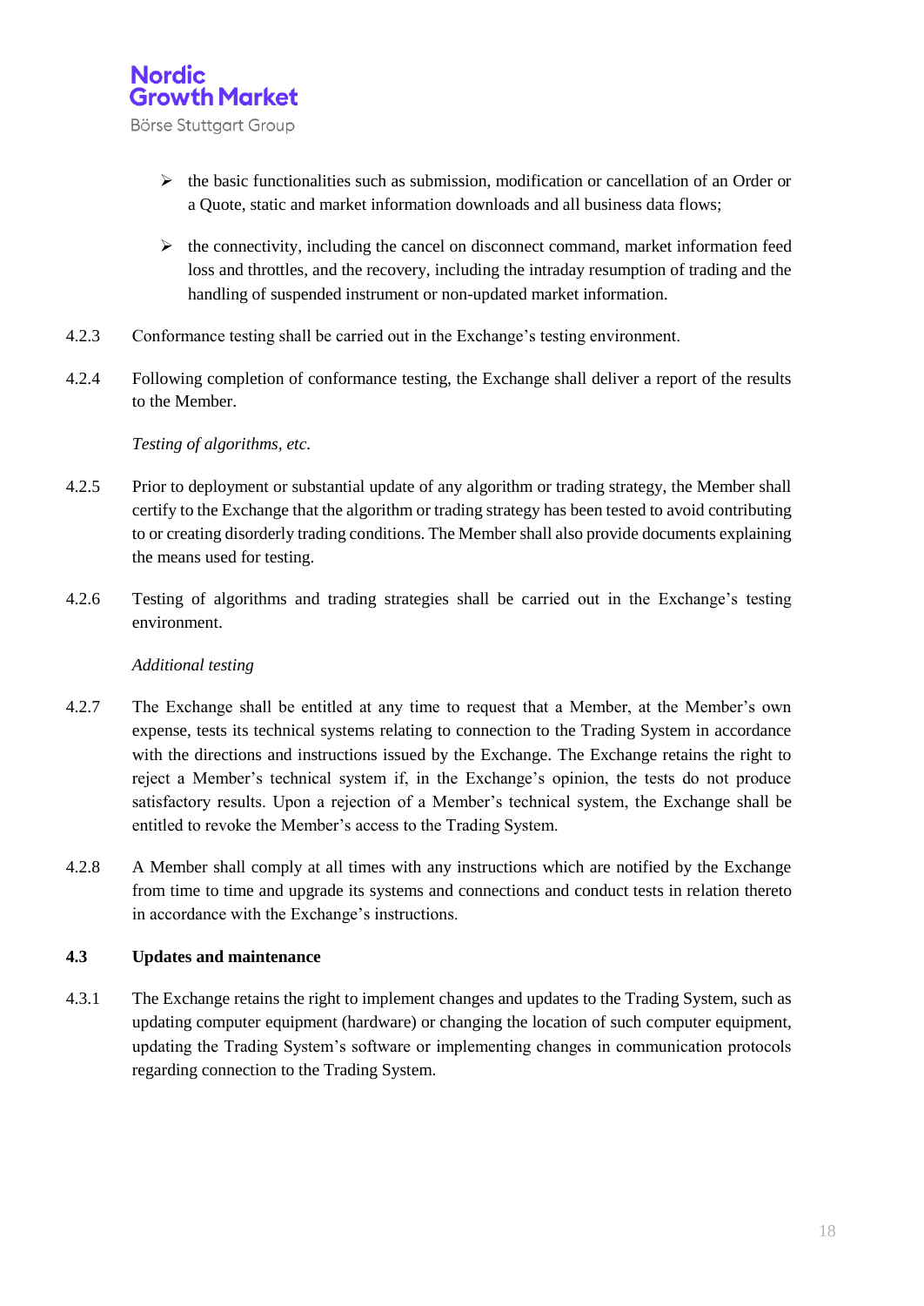- the basic functionalities such as submission, modification or cancellation of an Order or a Quote, static and market information downloads and all business data flows;
- the connectivity, including the cancel on disconnect command, market information feed loss and throttles, and the recovery, including the intraday resumption of trading and the handling of suspended instrument or non-updated market information.

4.2.3 Conformance testing shall be carried out in the Exchange's testing environment.

4.2.4 Following completion of conformance testing, the Exchange shall deliver a report of the results to the Member.

*Testing of algorithms, etc.*

4.2.5 Prior to deployment or substantial update of any algorithm or trading strategy, the Member shall certify to the Exchange that the algorithm or trading strategy has been tested to avoid contributing to or creating disorderly trading conditions. The Member shall also provide documents explaining the means used for testing.

4.2.6 Testing of algorithms and trading strategies shall be carried out in the Exchange's testing environment.

*Additional testing*

4.2.7 The Exchange shall be entitled at any time to request that a Member, at the Member's own expense, tests its technical systems relating to connection to the Trading System in accordance with the directions and instructions issued by the Exchange. The Exchange retains the right to reject a Member's technical system if, in the Exchange's opinion, the tests do not produce satisfactory results. Upon a rejection of a Member's technical system, the Exchange shall be entitled to revoke the Member's access to the Trading System.

4.2.8 A Member shall comply at all times with any instructions which are notified by the Exchange from time to time and upgrade its systems and connections and conduct tests in relation thereto in accordance with the Exchange's instructions.

### 4.3 Updates and maintenance

4.3.1 The Exchange retains the right to implement changes and updates to the Trading System, such as updating computer equipment (hardware) or changing the location of such computer equipment, updating the Trading System's software or implementing changes in communication protocols regarding connection to the Trading System.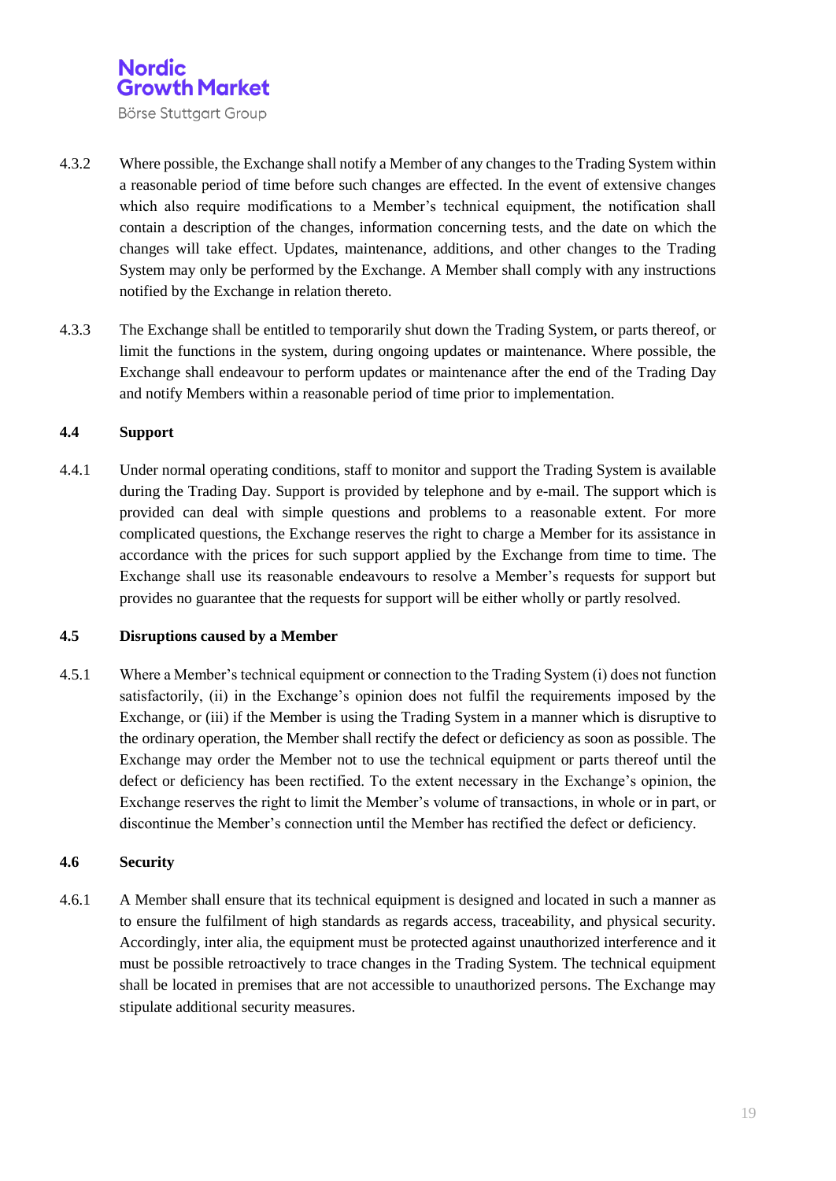4.3.2 Where possible, the Exchange shall notify a Member of any changes to the Trading System within a reasonable period of time before such changes are effected. In the event of extensive changes which also require modifications to a Member's technical equipment, the notification shall contain a description of the changes, information concerning tests, and the date on which the changes will take effect. Updates, maintenance, additions, and other changes to the Trading System may only be performed by the Exchange. A Member shall comply with any instructions notified by the Exchange in relation thereto.

4.3.3 The Exchange shall be entitled to temporarily shut down the Trading System, or parts thereof, or limit the functions in the system, during ongoing updates or maintenance. Where possible, the Exchange shall endeavour to perform updates or maintenance after the end of the Trading Day and notify Members within a reasonable period of time prior to implementation.

### 4.4 Support

4.4.1 Under normal operating conditions, staff to monitor and support the Trading System is available during the Trading Day. Support is provided by telephone and by e-mail. The support which is provided can deal with simple questions and problems to a reasonable extent. For more complicated questions, the Exchange reserves the right to charge a Member for its assistance in accordance with the prices for such support applied by the Exchange from time to time. The Exchange shall use its reasonable endeavours to resolve a Member's requests for support but provides no guarantee that the requests for support will be either wholly or partly resolved.

### 4.5 Disruptions caused by a Member

4.5.1 Where a Member's technical equipment or connection to the Trading System (i) does not function satisfactorily, (ii) in the Exchange's opinion does not fulfil the requirements imposed by the Exchange, or (iii) if the Member is using the Trading System in a manner which is disruptive to the ordinary operation, the Member shall rectify the defect or deficiency as soon as possible. The Exchange may order the Member not to use the technical equipment or parts thereof until the defect or deficiency has been rectified. To the extent necessary in the Exchange's opinion, the Exchange reserves the right to limit the Member's volume of transactions, in whole or in part, or discontinue the Member's connection until the Member has rectified the defect or deficiency.

### 4.6 Security

4.6.1 A Member shall ensure that its technical equipment is designed and located in such a manner as to ensure the fulfilment of high standards as regards access, traceability, and physical security. Accordingly, inter alia, the equipment must be protected against unauthorized interference and it must be possible retroactively to trace changes in the Trading System. The technical equipment shall be located in premises that are not accessible to unauthorized persons. The Exchange may stipulate additional security measures.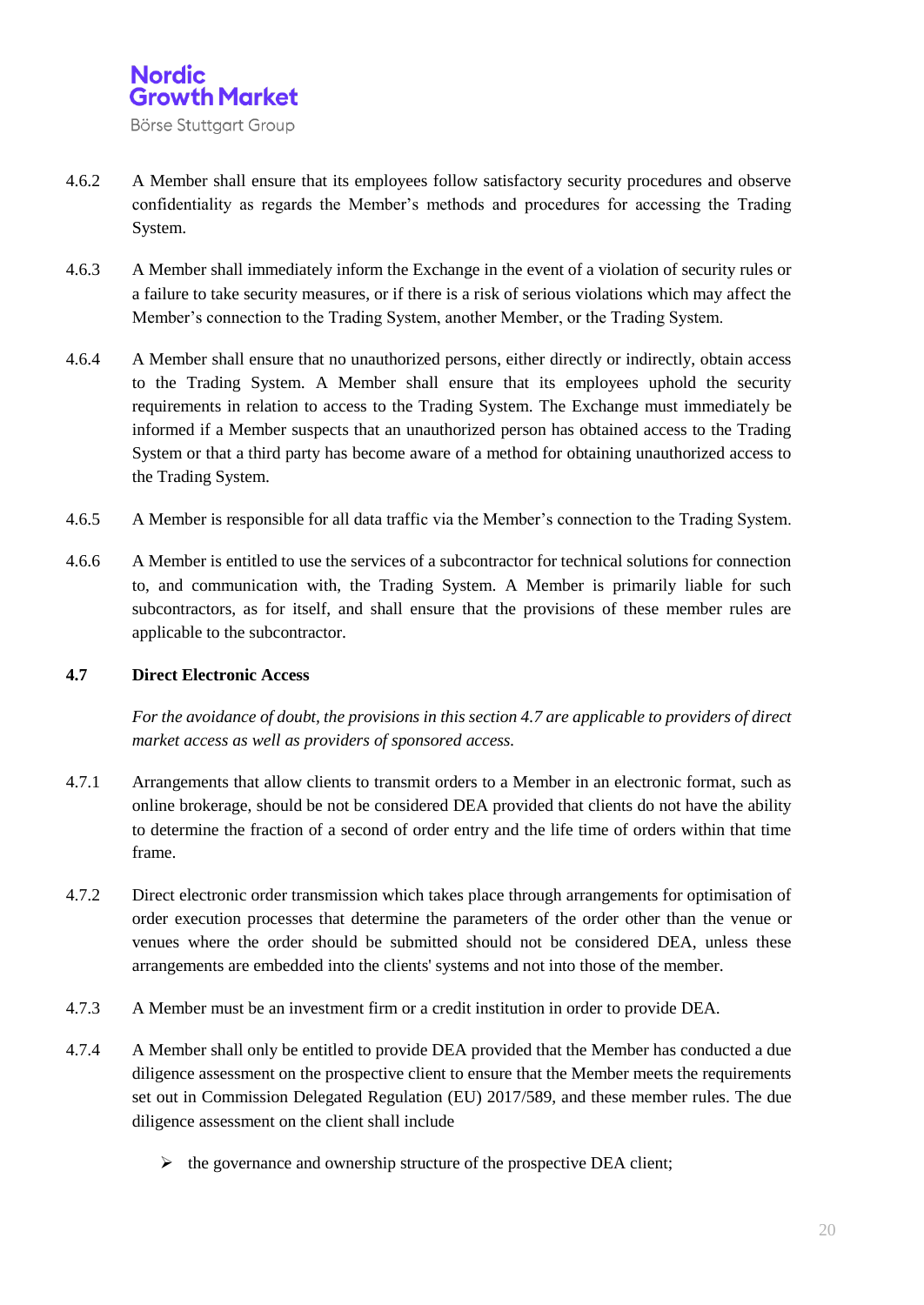4.6.2 A Member shall ensure that its employees follow satisfactory security procedures and observe confidentiality as regards the Member's methods and procedures for accessing the Trading System.

4.6.3 A Member shall immediately inform the Exchange in the event of a violation of security rules or a failure to take security measures, or if there is a risk of serious violations which may affect the Member's connection to the Trading System, another Member, or the Trading System.

4.6.4 A Member shall ensure that no unauthorized persons, either directly or indirectly, obtain access to the Trading System. A Member shall ensure that its employees uphold the security requirements in relation to access to the Trading System. The Exchange must immediately be informed if a Member suspects that an unauthorized person has obtained access to the Trading System or that a third party has become aware of a method for obtaining unauthorized access to the Trading System.

4.6.5 A Member is responsible for all data traffic via the Member's connection to the Trading System.

4.6.6 A Member is entitled to use the services of a subcontractor for technical solutions for connection to, and communication with, the Trading System. A Member is primarily liable for such subcontractors, as for itself, and shall ensure that the provisions of these member rules are applicable to the subcontractor.

### 4.7 Direct Electronic Access

*For the avoidance of doubt, the provisions in this section 4.7 are applicable to providers of direct market access as well as providers of sponsored access.*

4.7.1 Arrangements that allow clients to transmit orders to a Member in an electronic format, such as online brokerage, should be not be considered DEA provided that clients do not have the ability to determine the fraction of a second of order entry and the life time of orders within that time frame.

4.7.2 Direct electronic order transmission which takes place through arrangements for optimisation of order execution processes that determine the parameters of the order other than the venue or venues where the order should be submitted should not be considered DEA, unless these arrangements are embedded into the clients' systems and not into those of the member.

4.7.3 A Member must be an investment firm or a credit institution in order to provide DEA.

4.7.4 A Member shall only be entitled to provide DEA provided that the Member has conducted a due diligence assessment on the prospective client to ensure that the Member meets the requirements set out in Commission Delegated Regulation (EU) 2017/589, and these member rules. The due diligence assessment on the client shall include

- the governance and ownership structure of the prospective DEA client;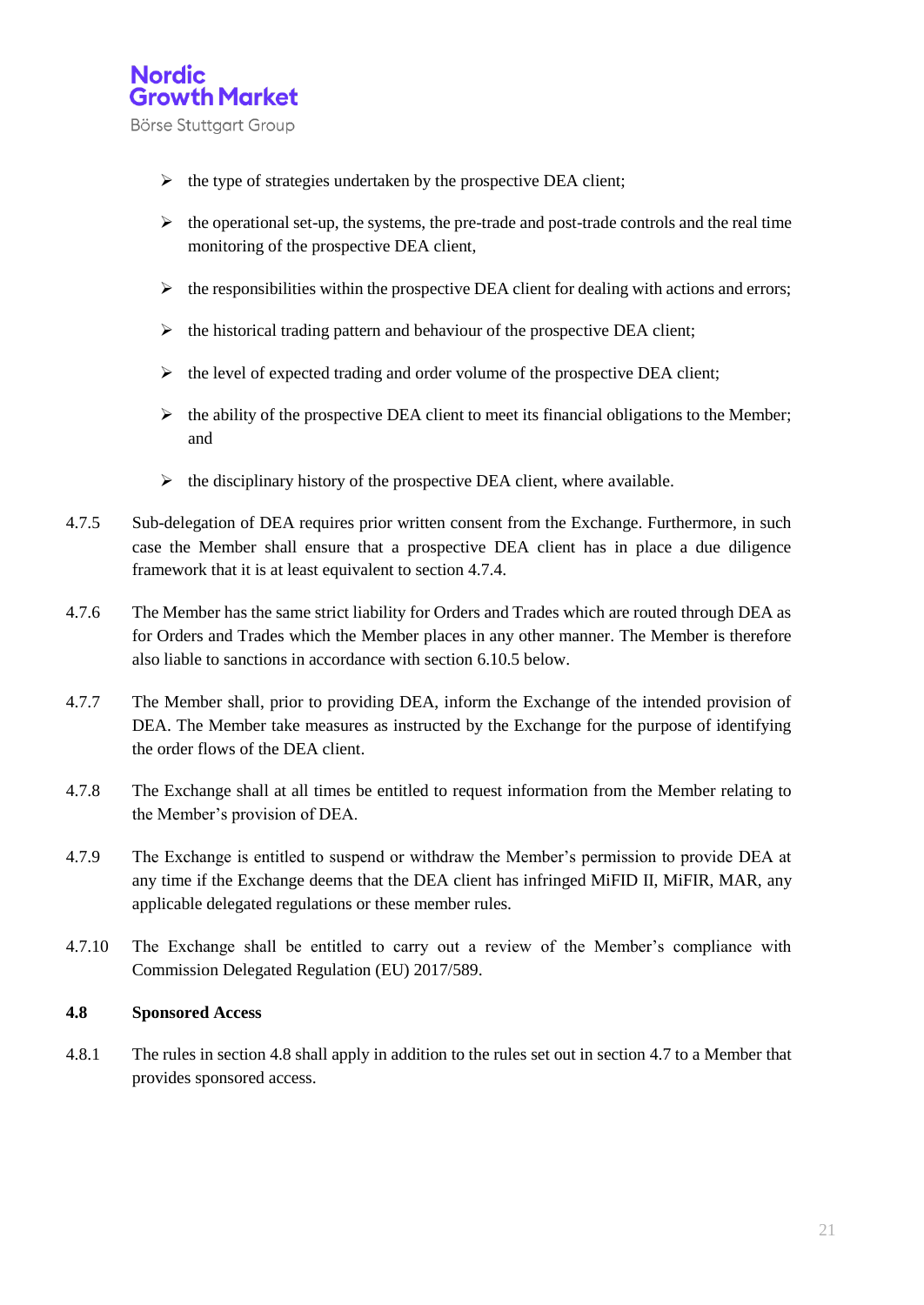- the type of strategies undertaken by the prospective DEA client;
- the operational set-up, the systems, the pre-trade and post-trade controls and the real time monitoring of the prospective DEA client,
- the responsibilities within the prospective DEA client for dealing with actions and errors;
- the historical trading pattern and behaviour of the prospective DEA client;
- the level of expected trading and order volume of the prospective DEA client;
- the ability of the prospective DEA client to meet its financial obligations to the Member; and
- the disciplinary history of the prospective DEA client, where available.

4.7.5 Sub-delegation of DEA requires prior written consent from the Exchange. Furthermore, in such case the Member shall ensure that a prospective DEA client has in place a due diligence framework that it is at least equivalent to section 4.7.4.

4.7.6 The Member has the same strict liability for Orders and Trades which are routed through DEA as for Orders and Trades which the Member places in any other manner. The Member is therefore also liable to sanctions in accordance with section 6.10.5 below.

4.7.7 The Member shall, prior to providing DEA, inform the Exchange of the intended provision of DEA. The Member take measures as instructed by the Exchange for the purpose of identifying the order flows of the DEA client.

4.7.8 The Exchange shall at all times be entitled to request information from the Member relating to the Member's provision of DEA.

4.7.9 The Exchange is entitled to suspend or withdraw the Member's permission to provide DEA at any time if the Exchange deems that the DEA client has infringed MiFID II, MiFIR, MAR, any applicable delegated regulations or these member rules.

4.7.10 The Exchange shall be entitled to carry out a review of the Member's compliance with Commission Delegated Regulation (EU) 2017/589.

### 4.8 Sponsored Access

4.8.1 The rules in section 4.8 shall apply in addition to the rules set out in section 4.7 to a Member that provides sponsored access.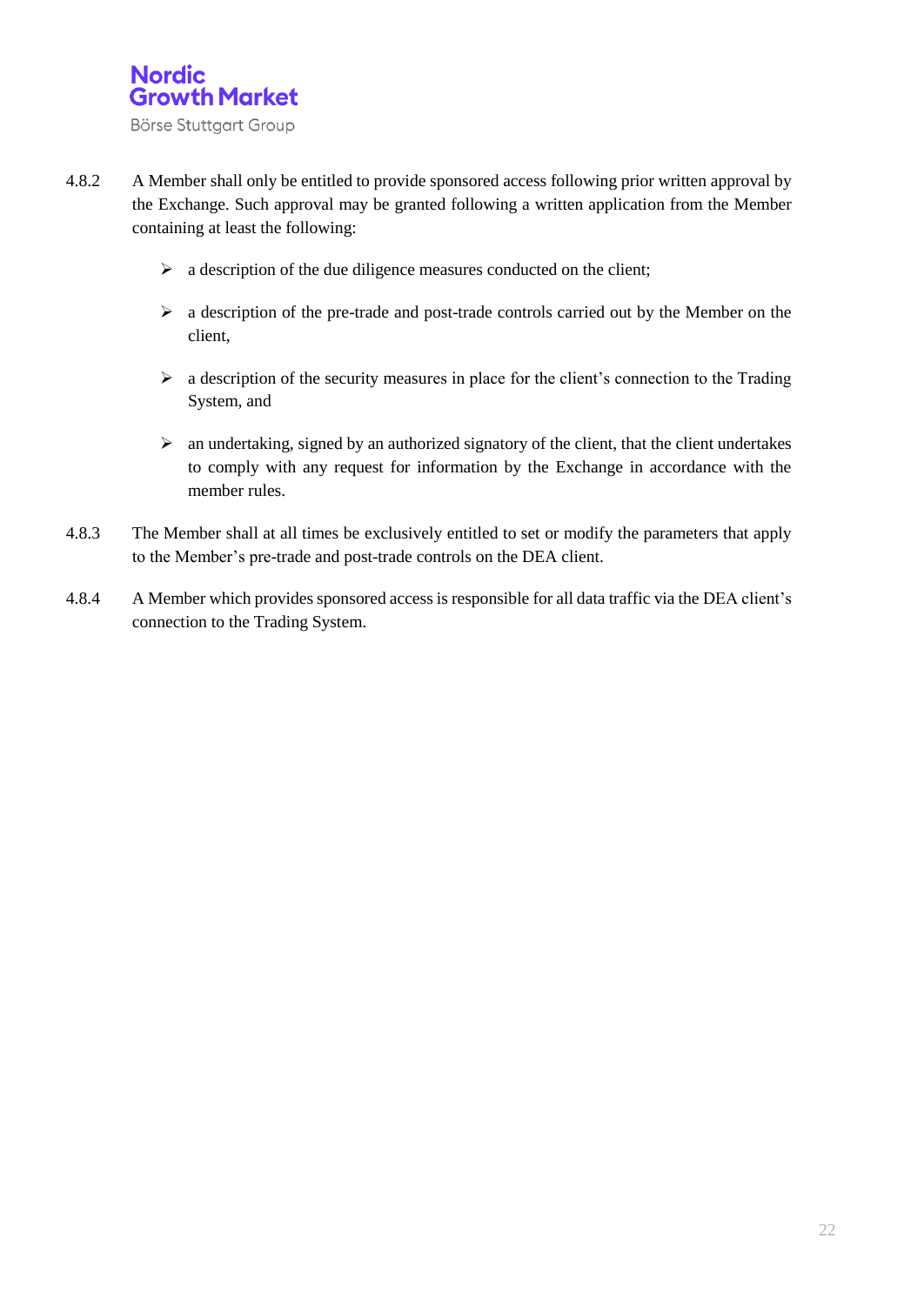4.8.2 A Member shall only be entitled to provide sponsored access following prior written approval by the Exchange. Such approval may be granted following a written application from the Member containing at least the following:

- a description of the due diligence measures conducted on the client;
- a description of the pre-trade and post-trade controls carried out by the Member on the client,
- a description of the security measures in place for the client's connection to the Trading System, and
- an undertaking, signed by an authorized signatory of the client, that the client undertakes to comply with any request for information by the Exchange in accordance with the member rules.

4.8.3 The Member shall at all times be exclusively entitled to set or modify the parameters that apply to the Member's pre-trade and post-trade controls on the DEA client.

4.8.4 A Member which provides sponsored access is responsible for all data traffic via the DEA client's connection to the Trading System.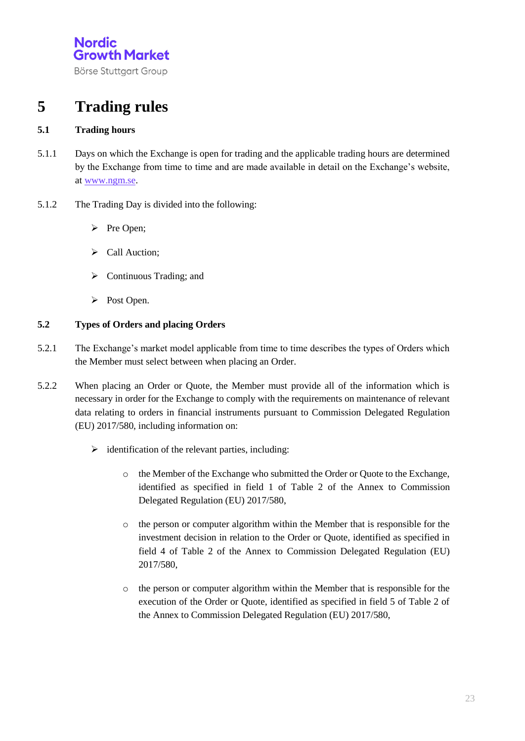# 5 Trading rules

## 5.1 Trading hours

5.1.1 Days on which the Exchange is open for trading and the applicable trading hours are determined by the Exchange from time to time and are made available in detail on the Exchange's website, at www.ngm.se.

5.1.2 The Trading Day is divided into the following:

- Pre Open;
- Call Auction;
- Continuous Trading; and
- Post Open.

## 5.2 Types of Orders and placing Orders

5.2.1 The Exchange's market model applicable from time to time describes the types of Orders which the Member must select between when placing an Order.

5.2.2 When placing an Order or Quote, the Member must provide all of the information which is necessary in order for the Exchange to comply with the requirements on maintenance of relevant data relating to orders in financial instruments pursuant to Commission Delegated Regulation (EU) 2017/580, including information on:

- identification of the relevant parties, including:
  - the Member of the Exchange who submitted the Order or Quote to the Exchange, identified as specified in field 1 of Table 2 of the Annex to Commission Delegated Regulation (EU) 2017/580,
  - the person or computer algorithm within the Member that is responsible for the investment decision in relation to the Order or Quote, identified as specified in field 4 of Table 2 of the Annex to Commission Delegated Regulation (EU) 2017/580,
  - the person or computer algorithm within the Member that is responsible for the execution of the Order or Quote, identified as specified in field 5 of Table 2 of the Annex to Commission Delegated Regulation (EU) 2017/580,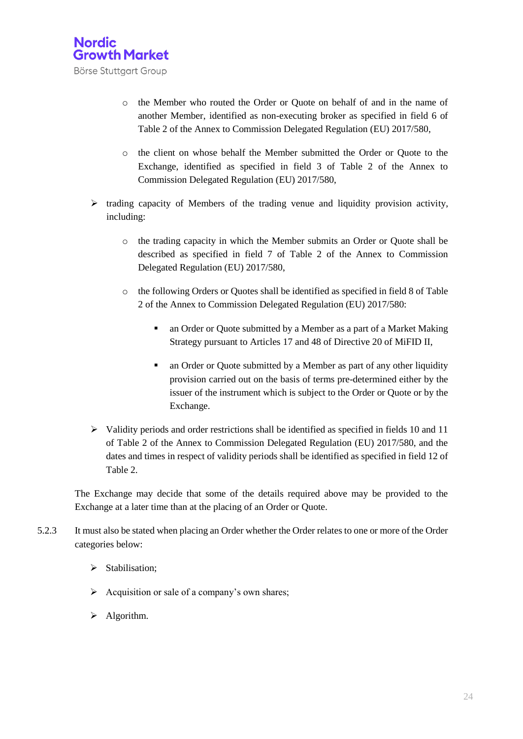- the Member who routed the Order or Quote on behalf of and in the name of another Member, identified as non-executing broker as specified in field 6 of Table 2 of the Annex to Commission Delegated Regulation (EU) 2017/580,

- the client on whose behalf the Member submitted the Order or Quote to the Exchange, identified as specified in field 3 of Table 2 of the Annex to Commission Delegated Regulation (EU) 2017/580,

- trading capacity of Members of the trading venue and liquidity provision activity, including:

  - the trading capacity in which the Member submits an Order or Quote shall be described as specified in field 7 of Table 2 of the Annex to Commission Delegated Regulation (EU) 2017/580,

  - the following Orders or Quotes shall be identified as specified in field 8 of Table 2 of the Annex to Commission Delegated Regulation (EU) 2017/580:

    - an Order or Quote submitted by a Member as a part of a Market Making Strategy pursuant to Articles 17 and 48 of Directive 20 of MiFID II,

    - an Order or Quote submitted by a Member as part of any other liquidity provision carried out on the basis of terms pre-determined either by the issuer of the instrument which is subject to the Order or Quote or by the Exchange.

- Validity periods and order restrictions shall be identified as specified in fields 10 and 11 of Table 2 of the Annex to Commission Delegated Regulation (EU) 2017/580, and the dates and times in respect of validity periods shall be identified as specified in field 12 of Table 2.

The Exchange may decide that some of the details required above may be provided to the Exchange at a later time than at the placing of an Order or Quote.

5.2.3 It must also be stated when placing an Order whether the Order relates to one or more of the Order categories below:

- Stabilisation;
- Acquisition or sale of a company's own shares;
- Algorithm.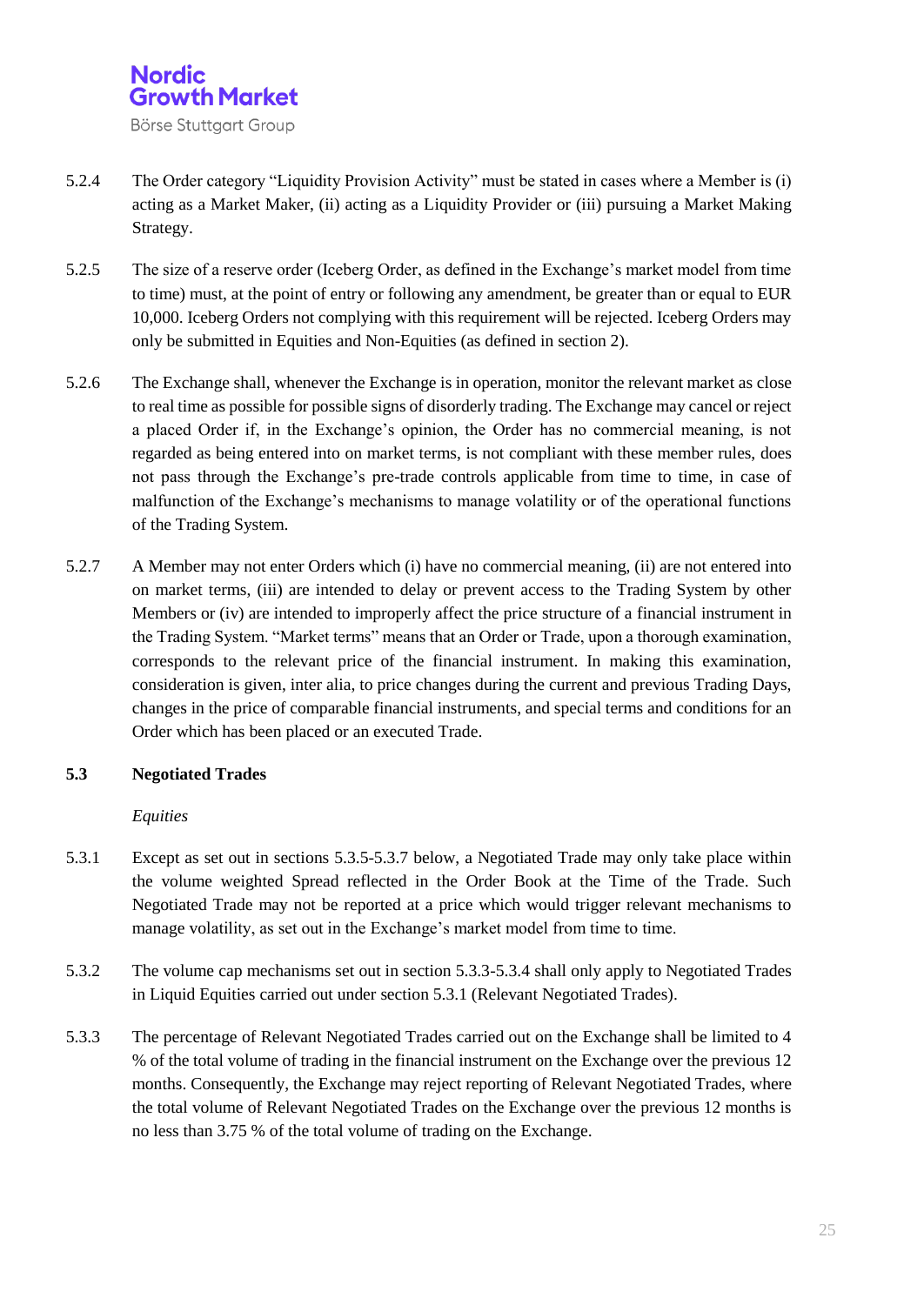5.2.4 The Order category "Liquidity Provision Activity" must be stated in cases where a Member is (i) acting as a Market Maker, (ii) acting as a Liquidity Provider or (iii) pursuing a Market Making Strategy.

5.2.5 The size of a reserve order (Iceberg Order, as defined in the Exchange's market model from time to time) must, at the point of entry or following any amendment, be greater than or equal to EUR 10,000. Iceberg Orders not complying with this requirement will be rejected. Iceberg Orders may only be submitted in Equities and Non-Equities (as defined in section 2).

5.2.6 The Exchange shall, whenever the Exchange is in operation, monitor the relevant market as close to real time as possible for possible signs of disorderly trading. The Exchange may cancel or reject a placed Order if, in the Exchange's opinion, the Order has no commercial meaning, is not regarded as being entered into on market terms, is not compliant with these member rules, does not pass through the Exchange's pre-trade controls applicable from time to time, in case of malfunction of the Exchange's mechanisms to manage volatility or of the operational functions of the Trading System.

5.2.7 A Member may not enter Orders which (i) have no commercial meaning, (ii) are not entered into on market terms, (iii) are intended to delay or prevent access to the Trading System by other Members or (iv) are intended to improperly affect the price structure of a financial instrument in the Trading System. "Market terms" means that an Order or Trade, upon a thorough examination, corresponds to the relevant price of the financial instrument. In making this examination, consideration is given, inter alia, to price changes during the current and previous Trading Days, changes in the price of comparable financial instruments, and special terms and conditions for an Order which has been placed or an executed Trade.

## 5.3 Negotiated Trades

*Equities*

5.3.1 Except as set out in sections 5.3.5-5.3.7 below, a Negotiated Trade may only take place within the volume weighted Spread reflected in the Order Book at the Time of the Trade. Such Negotiated Trade may not be reported at a price which would trigger relevant mechanisms to manage volatility, as set out in the Exchange's market model from time to time.

5.3.2 The volume cap mechanisms set out in section 5.3.3-5.3.4 shall only apply to Negotiated Trades in Liquid Equities carried out under section 5.3.1 (Relevant Negotiated Trades).

5.3.3 The percentage of Relevant Negotiated Trades carried out on the Exchange shall be limited to 4 % of the total volume of trading in the financial instrument on the Exchange over the previous 12 months. Consequently, the Exchange may reject reporting of Relevant Negotiated Trades, where the total volume of Relevant Negotiated Trades on the Exchange over the previous 12 months is no less than 3.75 % of the total volume of trading on the Exchange.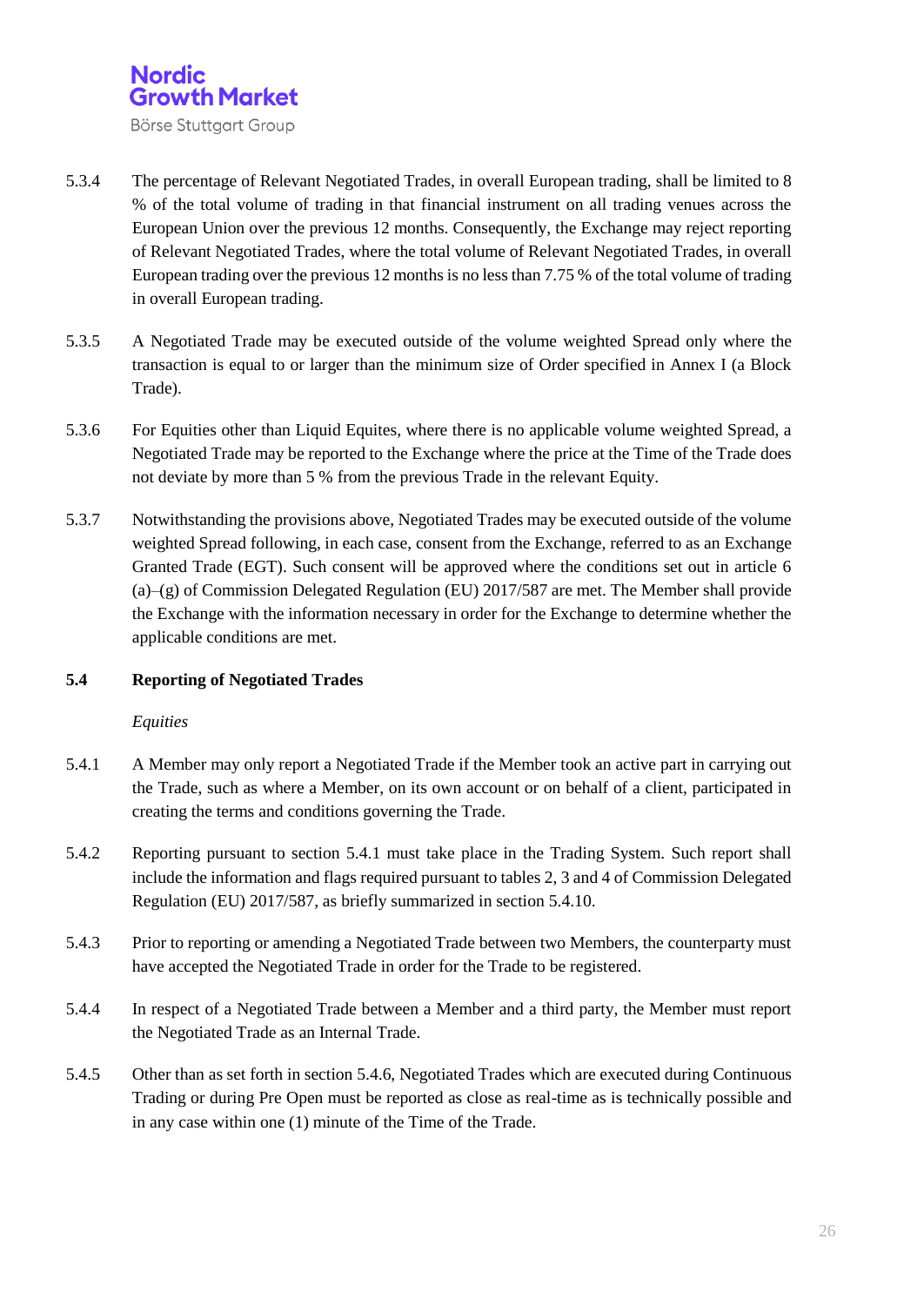5.3.4 The percentage of Relevant Negotiated Trades, in overall European trading, shall be limited to 8 % of the total volume of trading in that financial instrument on all trading venues across the European Union over the previous 12 months. Consequently, the Exchange may reject reporting of Relevant Negotiated Trades, where the total volume of Relevant Negotiated Trades, in overall European trading over the previous 12 months is no less than 7.75 % of the total volume of trading in overall European trading.

5.3.5 A Negotiated Trade may be executed outside of the volume weighted Spread only where the transaction is equal to or larger than the minimum size of Order specified in Annex I (a Block Trade).

5.3.6 For Equities other than Liquid Equites, where there is no applicable volume weighted Spread, a Negotiated Trade may be reported to the Exchange where the price at the Time of the Trade does not deviate by more than 5 % from the previous Trade in the relevant Equity.

5.3.7 Notwithstanding the provisions above, Negotiated Trades may be executed outside of the volume weighted Spread following, in each case, consent from the Exchange, referred to as an Exchange Granted Trade (EGT). Such consent will be approved where the conditions set out in article 6 (a)–(g) of Commission Delegated Regulation (EU) 2017/587 are met. The Member shall provide the Exchange with the information necessary in order for the Exchange to determine whether the applicable conditions are met.

## 5.4 Reporting of Negotiated Trades

*Equities*

5.4.1 A Member may only report a Negotiated Trade if the Member took an active part in carrying out the Trade, such as where a Member, on its own account or on behalf of a client, participated in creating the terms and conditions governing the Trade.

5.4.2 Reporting pursuant to section 5.4.1 must take place in the Trading System. Such report shall include the information and flags required pursuant to tables 2, 3 and 4 of Commission Delegated Regulation (EU) 2017/587, as briefly summarized in section 5.4.10.

5.4.3 Prior to reporting or amending a Negotiated Trade between two Members, the counterparty must have accepted the Negotiated Trade in order for the Trade to be registered.

5.4.4 In respect of a Negotiated Trade between a Member and a third party, the Member must report the Negotiated Trade as an Internal Trade.

5.4.5 Other than as set forth in section 5.4.6, Negotiated Trades which are executed during Continuous Trading or during Pre Open must be reported as close as real-time as is technically possible and in any case within one (1) minute of the Time of the Trade.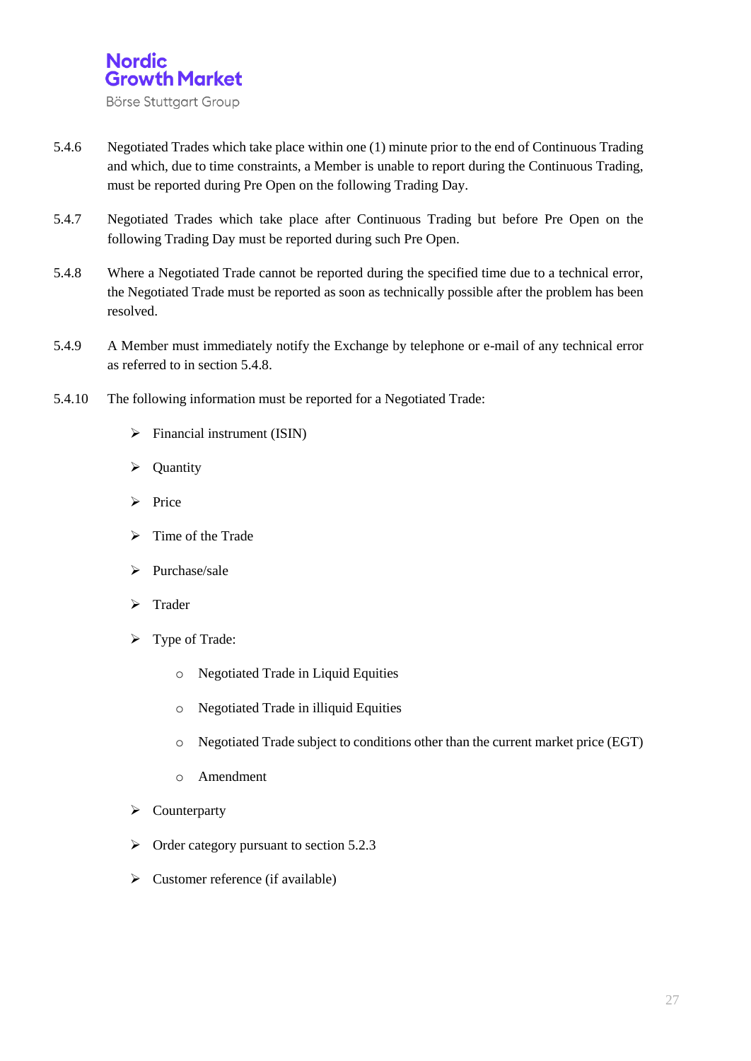5.4.6 Negotiated Trades which take place within one (1) minute prior to the end of Continuous Trading and which, due to time constraints, a Member is unable to report during the Continuous Trading, must be reported during Pre Open on the following Trading Day.

5.4.7 Negotiated Trades which take place after Continuous Trading but before Pre Open on the following Trading Day must be reported during such Pre Open.

5.4.8 Where a Negotiated Trade cannot be reported during the specified time due to a technical error, the Negotiated Trade must be reported as soon as technically possible after the problem has been resolved.

5.4.9 A Member must immediately notify the Exchange by telephone or e-mail of any technical error as referred to in section 5.4.8.

5.4.10 The following information must be reported for a Negotiated Trade:

- Financial instrument (ISIN)
- Quantity
- Price
- Time of the Trade
- Purchase/sale
- Trader
- Type of Trade:
  - Negotiated Trade in Liquid Equities
  - Negotiated Trade in illiquid Equities
  - Negotiated Trade subject to conditions other than the current market price (EGT)
  - Amendment
- Counterparty
- Order category pursuant to section 5.2.3
- Customer reference (if available)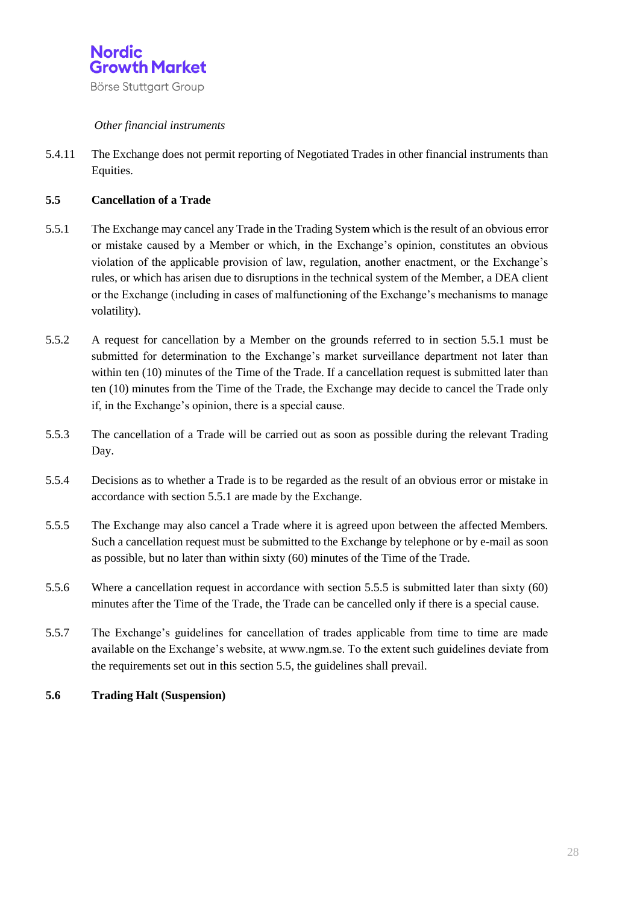*Other financial instruments*

5.4.11 The Exchange does not permit reporting of Negotiated Trades in other financial instruments than Equities.

## 5.5 Cancellation of a Trade

5.5.1 The Exchange may cancel any Trade in the Trading System which is the result of an obvious error or mistake caused by a Member or which, in the Exchange's opinion, constitutes an obvious violation of the applicable provision of law, regulation, another enactment, or the Exchange's rules, or which has arisen due to disruptions in the technical system of the Member, a DEA client or the Exchange (including in cases of malfunctioning of the Exchange's mechanisms to manage volatility).

5.5.2 A request for cancellation by a Member on the grounds referred to in section 5.5.1 must be submitted for determination to the Exchange's market surveillance department not later than within ten (10) minutes of the Time of the Trade. If a cancellation request is submitted later than ten (10) minutes from the Time of the Trade, the Exchange may decide to cancel the Trade only if, in the Exchange's opinion, there is a special cause.

5.5.3 The cancellation of a Trade will be carried out as soon as possible during the relevant Trading Day.

5.5.4 Decisions as to whether a Trade is to be regarded as the result of an obvious error or mistake in accordance with section 5.5.1 are made by the Exchange.

5.5.5 The Exchange may also cancel a Trade where it is agreed upon between the affected Members. Such a cancellation request must be submitted to the Exchange by telephone or by e-mail as soon as possible, but no later than within sixty (60) minutes of the Time of the Trade.

5.5.6 Where a cancellation request in accordance with section 5.5.5 is submitted later than sixty (60) minutes after the Time of the Trade, the Trade can be cancelled only if there is a special cause.

5.5.7 The Exchange's guidelines for cancellation of trades applicable from time to time are made available on the Exchange's website, at www.ngm.se. To the extent such guidelines deviate from the requirements set out in this section 5.5, the guidelines shall prevail.

## 5.6 Trading Halt (Suspension)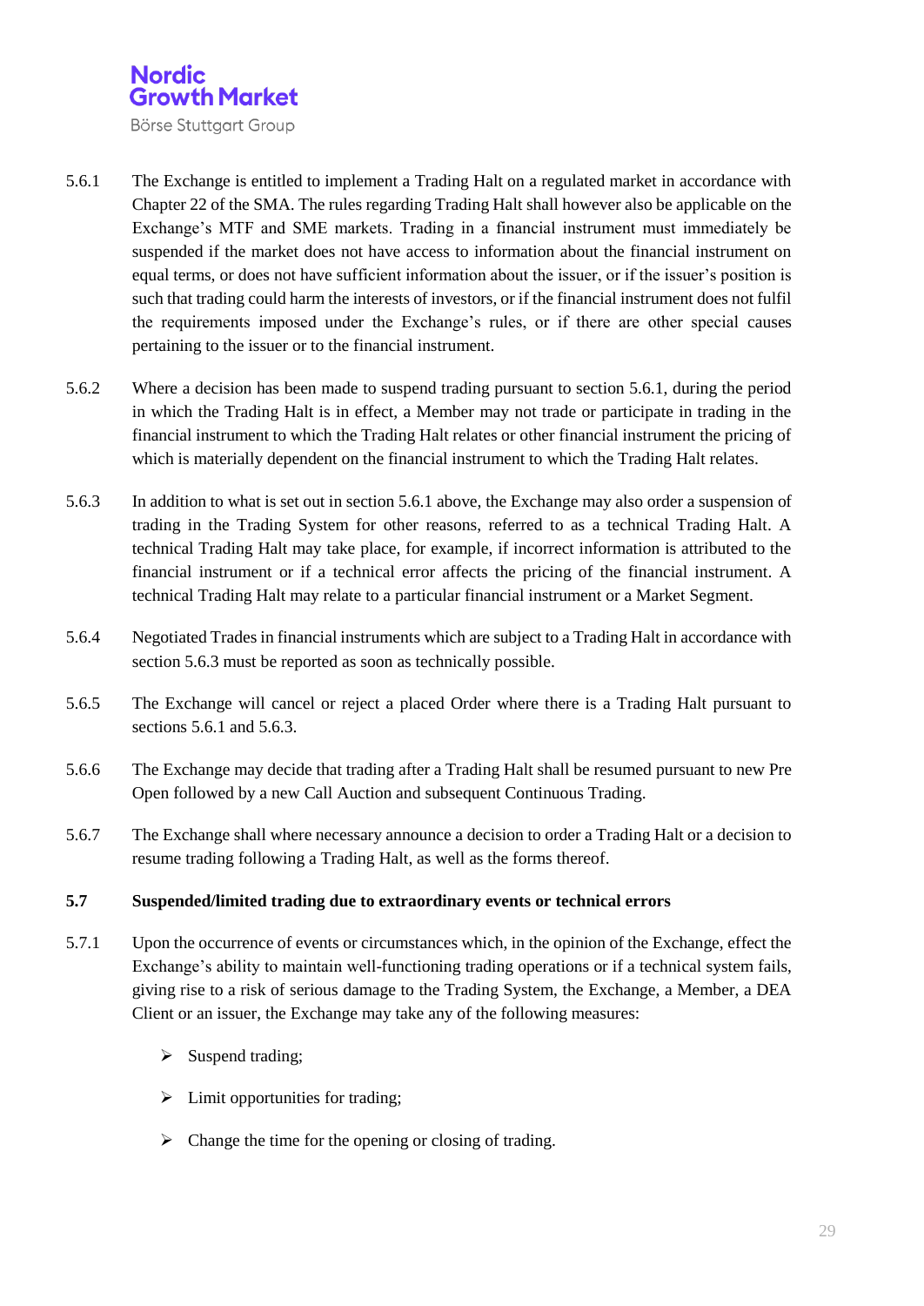5.6.1 The Exchange is entitled to implement a Trading Halt on a regulated market in accordance with Chapter 22 of the SMA. The rules regarding Trading Halt shall however also be applicable on the Exchange's MTF and SME markets. Trading in a financial instrument must immediately be suspended if the market does not have access to information about the financial instrument on equal terms, or does not have sufficient information about the issuer, or if the issuer's position is such that trading could harm the interests of investors, or if the financial instrument does not fulfil the requirements imposed under the Exchange's rules, or if there are other special causes pertaining to the issuer or to the financial instrument.

5.6.2 Where a decision has been made to suspend trading pursuant to section 5.6.1, during the period in which the Trading Halt is in effect, a Member may not trade or participate in trading in the financial instrument to which the Trading Halt relates or other financial instrument the pricing of which is materially dependent on the financial instrument to which the Trading Halt relates.

5.6.3 In addition to what is set out in section 5.6.1 above, the Exchange may also order a suspension of trading in the Trading System for other reasons, referred to as a technical Trading Halt. A technical Trading Halt may take place, for example, if incorrect information is attributed to the financial instrument or if a technical error affects the pricing of the financial instrument. A technical Trading Halt may relate to a particular financial instrument or a Market Segment.

5.6.4 Negotiated Trades in financial instruments which are subject to a Trading Halt in accordance with section 5.6.3 must be reported as soon as technically possible.

5.6.5 The Exchange will cancel or reject a placed Order where there is a Trading Halt pursuant to sections 5.6.1 and 5.6.3.

5.6.6 The Exchange may decide that trading after a Trading Halt shall be resumed pursuant to new Pre Open followed by a new Call Auction and subsequent Continuous Trading.

5.6.7 The Exchange shall where necessary announce a decision to order a Trading Halt or a decision to resume trading following a Trading Halt, as well as the forms thereof.

## 5.7 Suspended/limited trading due to extraordinary events or technical errors

5.7.1 Upon the occurrence of events or circumstances which, in the opinion of the Exchange, effect the Exchange's ability to maintain well-functioning trading operations or if a technical system fails, giving rise to a risk of serious damage to the Trading System, the Exchange, a Member, a DEA Client or an issuer, the Exchange may take any of the following measures:

- Suspend trading;
- Limit opportunities for trading;
- Change the time for the opening or closing of trading.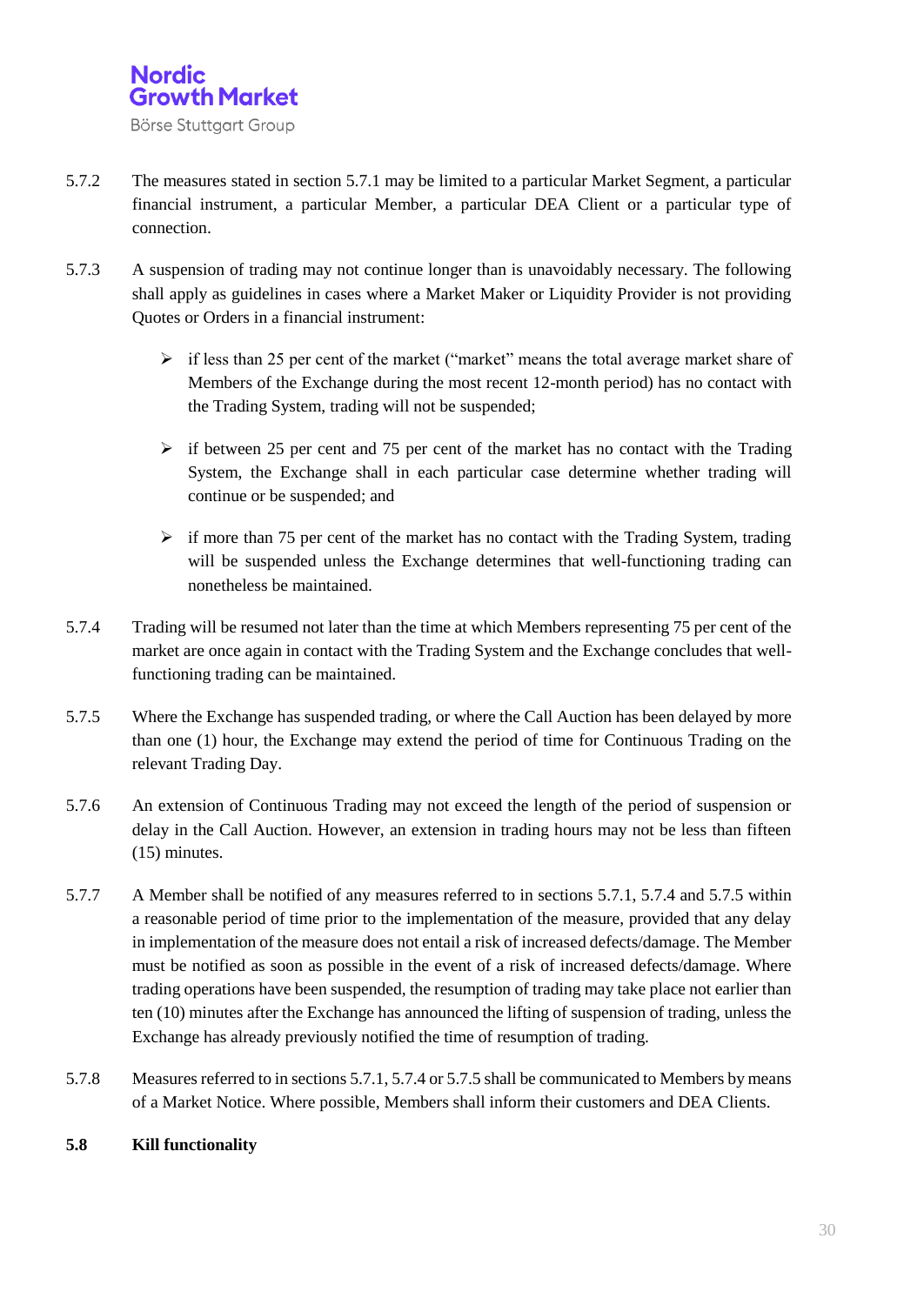5.7.2 The measures stated in section 5.7.1 may be limited to a particular Market Segment, a particular financial instrument, a particular Member, a particular DEA Client or a particular type of connection.

5.7.3 A suspension of trading may not continue longer than is unavoidably necessary. The following shall apply as guidelines in cases where a Market Maker or Liquidity Provider is not providing Quotes or Orders in a financial instrument:

- if less than 25 per cent of the market ("market" means the total average market share of Members of the Exchange during the most recent 12-month period) has no contact with the Trading System, trading will not be suspended;

- if between 25 per cent and 75 per cent of the market has no contact with the Trading System, the Exchange shall in each particular case determine whether trading will continue or be suspended; and

- if more than 75 per cent of the market has no contact with the Trading System, trading will be suspended unless the Exchange determines that well-functioning trading can nonetheless be maintained.

5.7.4 Trading will be resumed not later than the time at which Members representing 75 per cent of the market are once again in contact with the Trading System and the Exchange concludes that well-functioning trading can be maintained.

5.7.5 Where the Exchange has suspended trading, or where the Call Auction has been delayed by more than one (1) hour, the Exchange may extend the period of time for Continuous Trading on the relevant Trading Day.

5.7.6 An extension of Continuous Trading may not exceed the length of the period of suspension or delay in the Call Auction. However, an extension in trading hours may not be less than fifteen (15) minutes.

5.7.7 A Member shall be notified of any measures referred to in sections 5.7.1, 5.7.4 and 5.7.5 within a reasonable period of time prior to the implementation of the measure, provided that any delay in implementation of the measure does not entail a risk of increased defects/damage. The Member must be notified as soon as possible in the event of a risk of increased defects/damage. Where trading operations have been suspended, the resumption of trading may take place not earlier than ten (10) minutes after the Exchange has announced the lifting of suspension of trading, unless the Exchange has already previously notified the time of resumption of trading.

5.7.8 Measures referred to in sections 5.7.1, 5.7.4 or 5.7.5 shall be communicated to Members by means of a Market Notice. Where possible, Members shall inform their customers and DEA Clients.

## 5.8 Kill functionality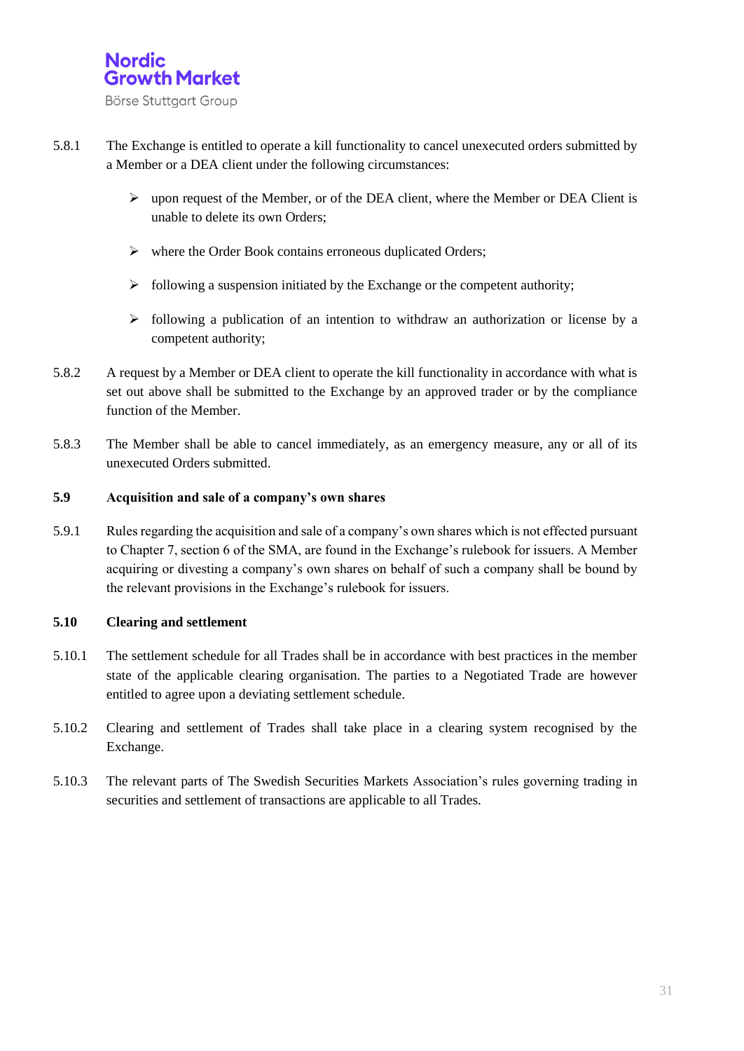5.8.1 The Exchange is entitled to operate a kill functionality to cancel unexecuted orders submitted by a Member or a DEA client under the following circumstances:

- upon request of the Member, or of the DEA client, where the Member or DEA Client is unable to delete its own Orders;
- where the Order Book contains erroneous duplicated Orders;
- following a suspension initiated by the Exchange or the competent authority;
- following a publication of an intention to withdraw an authorization or license by a competent authority;

5.8.2 A request by a Member or DEA client to operate the kill functionality in accordance with what is set out above shall be submitted to the Exchange by an approved trader or by the compliance function of the Member.

5.8.3 The Member shall be able to cancel immediately, as an emergency measure, any or all of its unexecuted Orders submitted.

### 5.9 Acquisition and sale of a company's own shares

5.9.1 Rules regarding the acquisition and sale of a company's own shares which is not effected pursuant to Chapter 7, section 6 of the SMA, are found in the Exchange's rulebook for issuers. A Member acquiring or divesting a company's own shares on behalf of such a company shall be bound by the relevant provisions in the Exchange's rulebook for issuers.

### 5.10 Clearing and settlement

5.10.1 The settlement schedule for all Trades shall be in accordance with best practices in the member state of the applicable clearing organisation. The parties to a Negotiated Trade are however entitled to agree upon a deviating settlement schedule.

5.10.2 Clearing and settlement of Trades shall take place in a clearing system recognised by the Exchange.

5.10.3 The relevant parts of The Swedish Securities Markets Association's rules governing trading in securities and settlement of transactions are applicable to all Trades.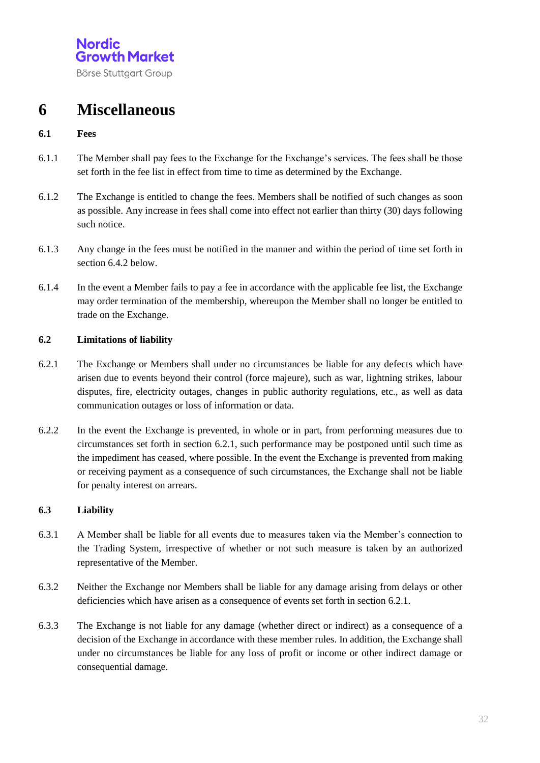# 6 Miscellaneous

## 6.1 Fees

6.1.1 The Member shall pay fees to the Exchange for the Exchange's services. The fees shall be those set forth in the fee list in effect from time to time as determined by the Exchange.

6.1.2 The Exchange is entitled to change the fees. Members shall be notified of such changes as soon as possible. Any increase in fees shall come into effect not earlier than thirty (30) days following such notice.

6.1.3 Any change in the fees must be notified in the manner and within the period of time set forth in section 6.4.2 below.

6.1.4 In the event a Member fails to pay a fee in accordance with the applicable fee list, the Exchange may order termination of the membership, whereupon the Member shall no longer be entitled to trade on the Exchange.

## 6.2 Limitations of liability

6.2.1 The Exchange or Members shall under no circumstances be liable for any defects which have arisen due to events beyond their control (force majeure), such as war, lightning strikes, labour disputes, fire, electricity outages, changes in public authority regulations, etc., as well as data communication outages or loss of information or data.

6.2.2 In the event the Exchange is prevented, in whole or in part, from performing measures due to circumstances set forth in section 6.2.1, such performance may be postponed until such time as the impediment has ceased, where possible. In the event the Exchange is prevented from making or receiving payment as a consequence of such circumstances, the Exchange shall not be liable for penalty interest on arrears.

## 6.3 Liability

6.3.1 A Member shall be liable for all events due to measures taken via the Member's connection to the Trading System, irrespective of whether or not such measure is taken by an authorized representative of the Member.

6.3.2 Neither the Exchange nor Members shall be liable for any damage arising from delays or other deficiencies which have arisen as a consequence of events set forth in section 6.2.1.

6.3.3 The Exchange is not liable for any damage (whether direct or indirect) as a consequence of a decision of the Exchange in accordance with these member rules. In addition, the Exchange shall under no circumstances be liable for any loss of profit or income or other indirect damage or consequential damage.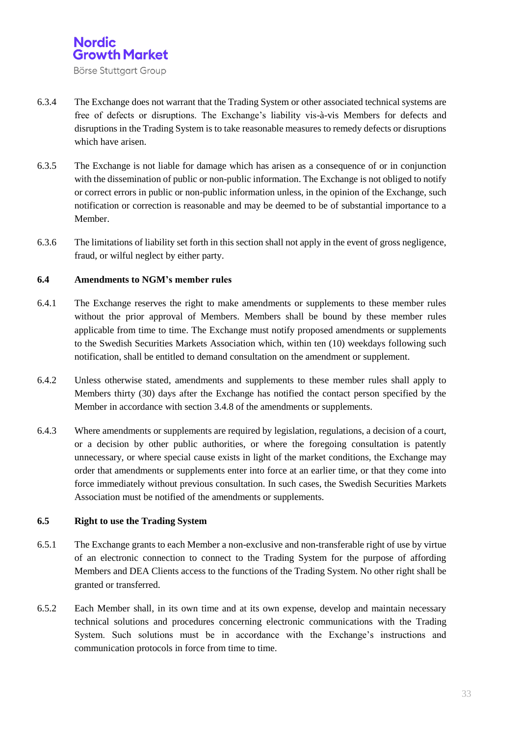6.3.4 The Exchange does not warrant that the Trading System or other associated technical systems are free of defects or disruptions. The Exchange's liability vis-à-vis Members for defects and disruptions in the Trading System is to take reasonable measures to remedy defects or disruptions which have arisen.

6.3.5 The Exchange is not liable for damage which has arisen as a consequence of or in conjunction with the dissemination of public or non-public information. The Exchange is not obliged to notify or correct errors in public or non-public information unless, in the opinion of the Exchange, such notification or correction is reasonable and may be deemed to be of substantial importance to a Member.

6.3.6 The limitations of liability set forth in this section shall not apply in the event of gross negligence, fraud, or wilful neglect by either party.

### 6.4 Amendments to NGM's member rules

6.4.1 The Exchange reserves the right to make amendments or supplements to these member rules without the prior approval of Members. Members shall be bound by these member rules applicable from time to time. The Exchange must notify proposed amendments or supplements to the Swedish Securities Markets Association which, within ten (10) weekdays following such notification, shall be entitled to demand consultation on the amendment or supplement.

6.4.2 Unless otherwise stated, amendments and supplements to these member rules shall apply to Members thirty (30) days after the Exchange has notified the contact person specified by the Member in accordance with section 3.4.8 of the amendments or supplements.

6.4.3 Where amendments or supplements are required by legislation, regulations, a decision of a court, or a decision by other public authorities, or where the foregoing consultation is patently unnecessary, or where special cause exists in light of the market conditions, the Exchange may order that amendments or supplements enter into force at an earlier time, or that they come into force immediately without previous consultation. In such cases, the Swedish Securities Markets Association must be notified of the amendments or supplements.

### 6.5 Right to use the Trading System

6.5.1 The Exchange grants to each Member a non-exclusive and non-transferable right of use by virtue of an electronic connection to connect to the Trading System for the purpose of affording Members and DEA Clients access to the functions of the Trading System. No other right shall be granted or transferred.

6.5.2 Each Member shall, in its own time and at its own expense, develop and maintain necessary technical solutions and procedures concerning electronic communications with the Trading System. Such solutions must be in accordance with the Exchange's instructions and communication protocols in force from time to time.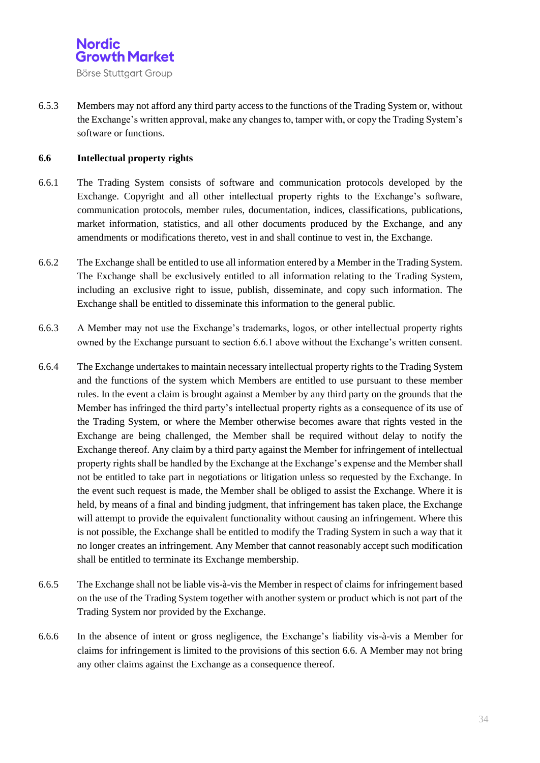6.5.3 Members may not afford any third party access to the functions of the Trading System or, without the Exchange's written approval, make any changes to, tamper with, or copy the Trading System's software or functions.

**6.6 Intellectual property rights**

6.6.1 The Trading System consists of software and communication protocols developed by the Exchange. Copyright and all other intellectual property rights to the Exchange's software, communication protocols, member rules, documentation, indices, classifications, publications, market information, statistics, and all other documents produced by the Exchange, and any amendments or modifications thereto, vest in and shall continue to vest in, the Exchange.

6.6.2 The Exchange shall be entitled to use all information entered by a Member in the Trading System. The Exchange shall be exclusively entitled to all information relating to the Trading System, including an exclusive right to issue, publish, disseminate, and copy such information. The Exchange shall be entitled to disseminate this information to the general public.

6.6.3 A Member may not use the Exchange's trademarks, logos, or other intellectual property rights owned by the Exchange pursuant to section 6.6.1 above without the Exchange's written consent.

6.6.4 The Exchange undertakes to maintain necessary intellectual property rights to the Trading System and the functions of the system which Members are entitled to use pursuant to these member rules. In the event a claim is brought against a Member by any third party on the grounds that the Member has infringed the third party's intellectual property rights as a consequence of its use of the Trading System, or where the Member otherwise becomes aware that rights vested in the Exchange are being challenged, the Member shall be required without delay to notify the Exchange thereof. Any claim by a third party against the Member for infringement of intellectual property rights shall be handled by the Exchange at the Exchange's expense and the Member shall not be entitled to take part in negotiations or litigation unless so requested by the Exchange. In the event such request is made, the Member shall be obliged to assist the Exchange. Where it is held, by means of a final and binding judgment, that infringement has taken place, the Exchange will attempt to provide the equivalent functionality without causing an infringement. Where this is not possible, the Exchange shall be entitled to modify the Trading System in such a way that it no longer creates an infringement. Any Member that cannot reasonably accept such modification shall be entitled to terminate its Exchange membership.

6.6.5 The Exchange shall not be liable vis-à-vis the Member in respect of claims for infringement based on the use of the Trading System together with another system or product which is not part of the Trading System nor provided by the Exchange.

6.6.6 In the absence of intent or gross negligence, the Exchange's liability vis-à-vis a Member for claims for infringement is limited to the provisions of this section 6.6. A Member may not bring any other claims against the Exchange as a consequence thereof.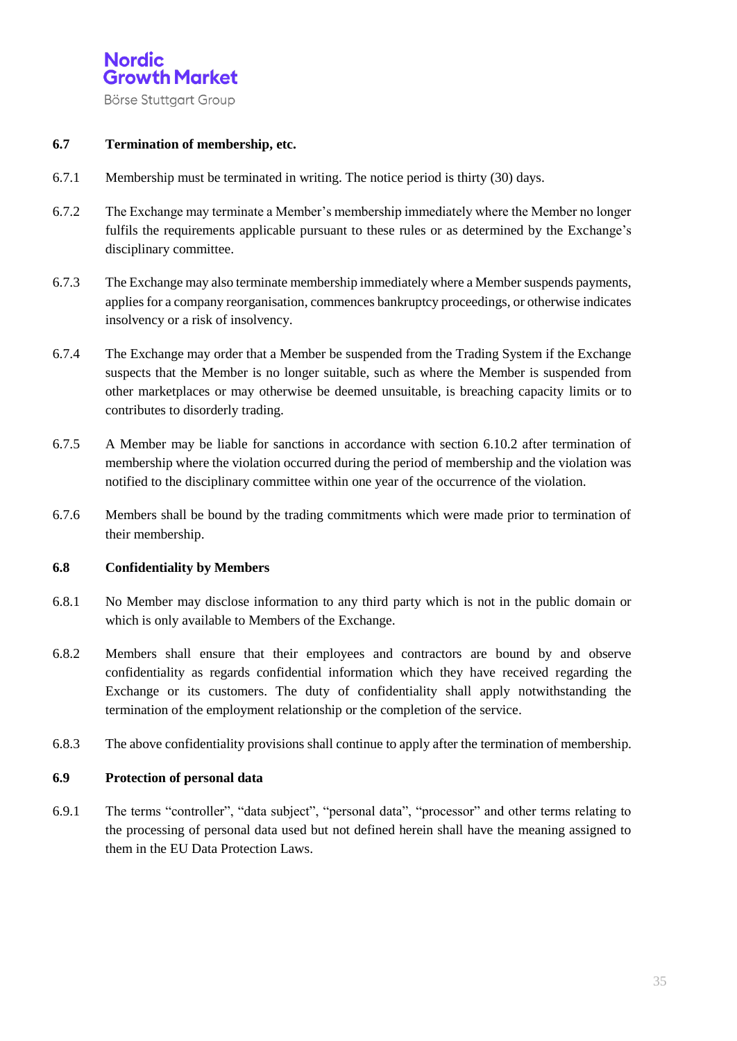### 6.7 Termination of membership, etc.

6.7.1 Membership must be terminated in writing. The notice period is thirty (30) days.

6.7.2 The Exchange may terminate a Member's membership immediately where the Member no longer fulfils the requirements applicable pursuant to these rules or as determined by the Exchange's disciplinary committee.

6.7.3 The Exchange may also terminate membership immediately where a Member suspends payments, applies for a company reorganisation, commences bankruptcy proceedings, or otherwise indicates insolvency or a risk of insolvency.

6.7.4 The Exchange may order that a Member be suspended from the Trading System if the Exchange suspects that the Member is no longer suitable, such as where the Member is suspended from other marketplaces or may otherwise be deemed unsuitable, is breaching capacity limits or to contributes to disorderly trading.

6.7.5 A Member may be liable for sanctions in accordance with section 6.10.2 after termination of membership where the violation occurred during the period of membership and the violation was notified to the disciplinary committee within one year of the occurrence of the violation.

6.7.6 Members shall be bound by the trading commitments which were made prior to termination of their membership.

### 6.8 Confidentiality by Members

6.8.1 No Member may disclose information to any third party which is not in the public domain or which is only available to Members of the Exchange.

6.8.2 Members shall ensure that their employees and contractors are bound by and observe confidentiality as regards confidential information which they have received regarding the Exchange or its customers. The duty of confidentiality shall apply notwithstanding the termination of the employment relationship or the completion of the service.

6.8.3 The above confidentiality provisions shall continue to apply after the termination of membership.

### 6.9 Protection of personal data

6.9.1 The terms "controller", "data subject", "personal data", "processor" and other terms relating to the processing of personal data used but not defined herein shall have the meaning assigned to them in the EU Data Protection Laws.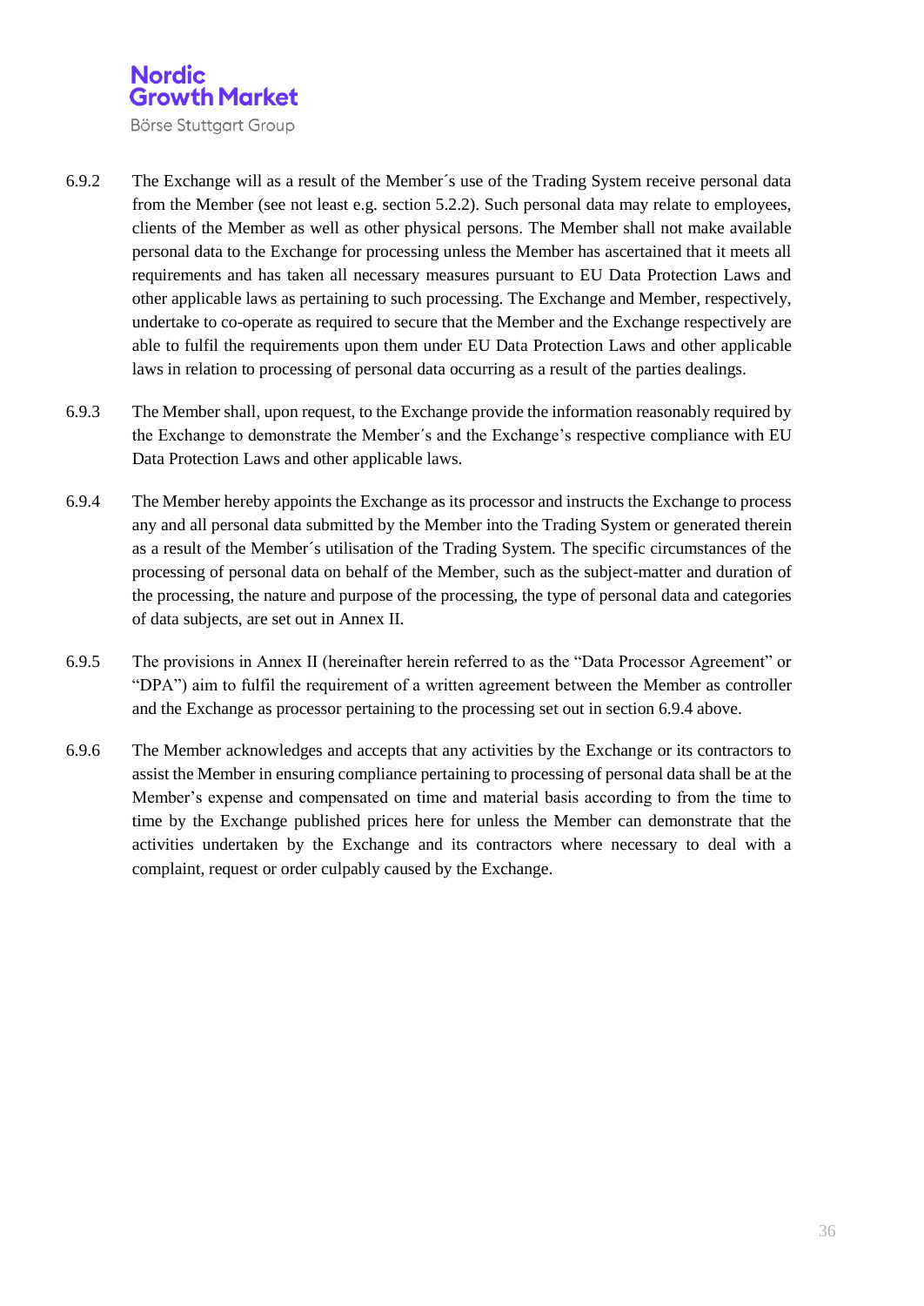6.9.2 The Exchange will as a result of the Member´s use of the Trading System receive personal data from the Member (see not least e.g. section 5.2.2). Such personal data may relate to employees, clients of the Member as well as other physical persons. The Member shall not make available personal data to the Exchange for processing unless the Member has ascertained that it meets all requirements and has taken all necessary measures pursuant to EU Data Protection Laws and other applicable laws as pertaining to such processing. The Exchange and Member, respectively, undertake to co-operate as required to secure that the Member and the Exchange respectively are able to fulfil the requirements upon them under EU Data Protection Laws and other applicable laws in relation to processing of personal data occurring as a result of the parties dealings.

6.9.3 The Member shall, upon request, to the Exchange provide the information reasonably required by the Exchange to demonstrate the Member´s and the Exchange's respective compliance with EU Data Protection Laws and other applicable laws.

6.9.4 The Member hereby appoints the Exchange as its processor and instructs the Exchange to process any and all personal data submitted by the Member into the Trading System or generated therein as a result of the Member´s utilisation of the Trading System. The specific circumstances of the processing of personal data on behalf of the Member, such as the subject-matter and duration of the processing, the nature and purpose of the processing, the type of personal data and categories of data subjects, are set out in Annex II.

6.9.5 The provisions in Annex II (hereinafter herein referred to as the "Data Processor Agreement" or "DPA") aim to fulfil the requirement of a written agreement between the Member as controller and the Exchange as processor pertaining to the processing set out in section 6.9.4 above.

6.9.6 The Member acknowledges and accepts that any activities by the Exchange or its contractors to assist the Member in ensuring compliance pertaining to processing of personal data shall be at the Member's expense and compensated on time and material basis according to from the time to time by the Exchange published prices here for unless the Member can demonstrate that the activities undertaken by the Exchange and its contractors where necessary to deal with a complaint, request or order culpably caused by the Exchange.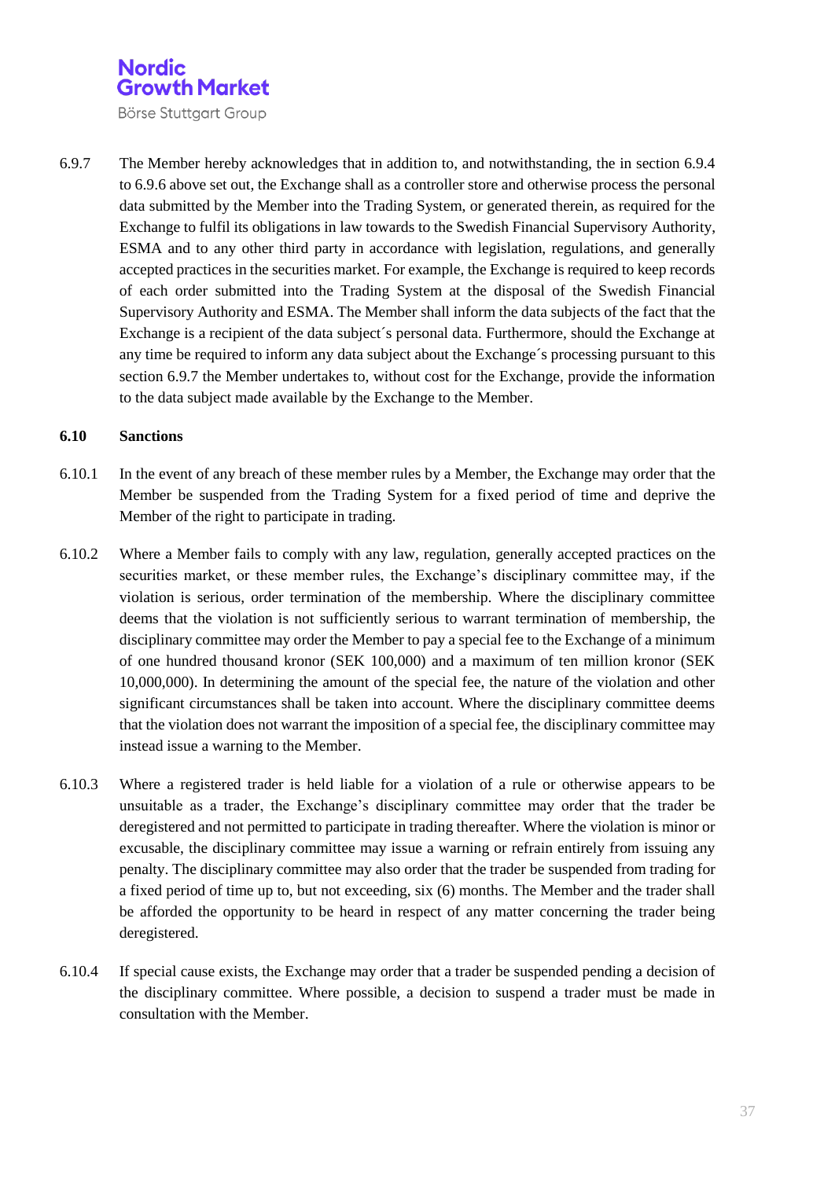6.9.7 The Member hereby acknowledges that in addition to, and notwithstanding, the in section 6.9.4 to 6.9.6 above set out, the Exchange shall as a controller store and otherwise process the personal data submitted by the Member into the Trading System, or generated therein, as required for the Exchange to fulfil its obligations in law towards to the Swedish Financial Supervisory Authority, ESMA and to any other third party in accordance with legislation, regulations, and generally accepted practices in the securities market. For example, the Exchange is required to keep records of each order submitted into the Trading System at the disposal of the Swedish Financial Supervisory Authority and ESMA. The Member shall inform the data subjects of the fact that the Exchange is a recipient of the data subject´s personal data. Furthermore, should the Exchange at any time be required to inform any data subject about the Exchange´s processing pursuant to this section 6.9.7 the Member undertakes to, without cost for the Exchange, provide the information to the data subject made available by the Exchange to the Member.

### 6.10 Sanctions

6.10.1 In the event of any breach of these member rules by a Member, the Exchange may order that the Member be suspended from the Trading System for a fixed period of time and deprive the Member of the right to participate in trading.

6.10.2 Where a Member fails to comply with any law, regulation, generally accepted practices on the securities market, or these member rules, the Exchange's disciplinary committee may, if the violation is serious, order termination of the membership. Where the disciplinary committee deems that the violation is not sufficiently serious to warrant termination of membership, the disciplinary committee may order the Member to pay a special fee to the Exchange of a minimum of one hundred thousand kronor (SEK 100,000) and a maximum of ten million kronor (SEK 10,000,000). In determining the amount of the special fee, the nature of the violation and other significant circumstances shall be taken into account. Where the disciplinary committee deems that the violation does not warrant the imposition of a special fee, the disciplinary committee may instead issue a warning to the Member.

6.10.3 Where a registered trader is held liable for a violation of a rule or otherwise appears to be unsuitable as a trader, the Exchange's disciplinary committee may order that the trader be deregistered and not permitted to participate in trading thereafter. Where the violation is minor or excusable, the disciplinary committee may issue a warning or refrain entirely from issuing any penalty. The disciplinary committee may also order that the trader be suspended from trading for a fixed period of time up to, but not exceeding, six (6) months. The Member and the trader shall be afforded the opportunity to be heard in respect of any matter concerning the trader being deregistered.

6.10.4 If special cause exists, the Exchange may order that a trader be suspended pending a decision of the disciplinary committee. Where possible, a decision to suspend a trader must be made in consultation with the Member.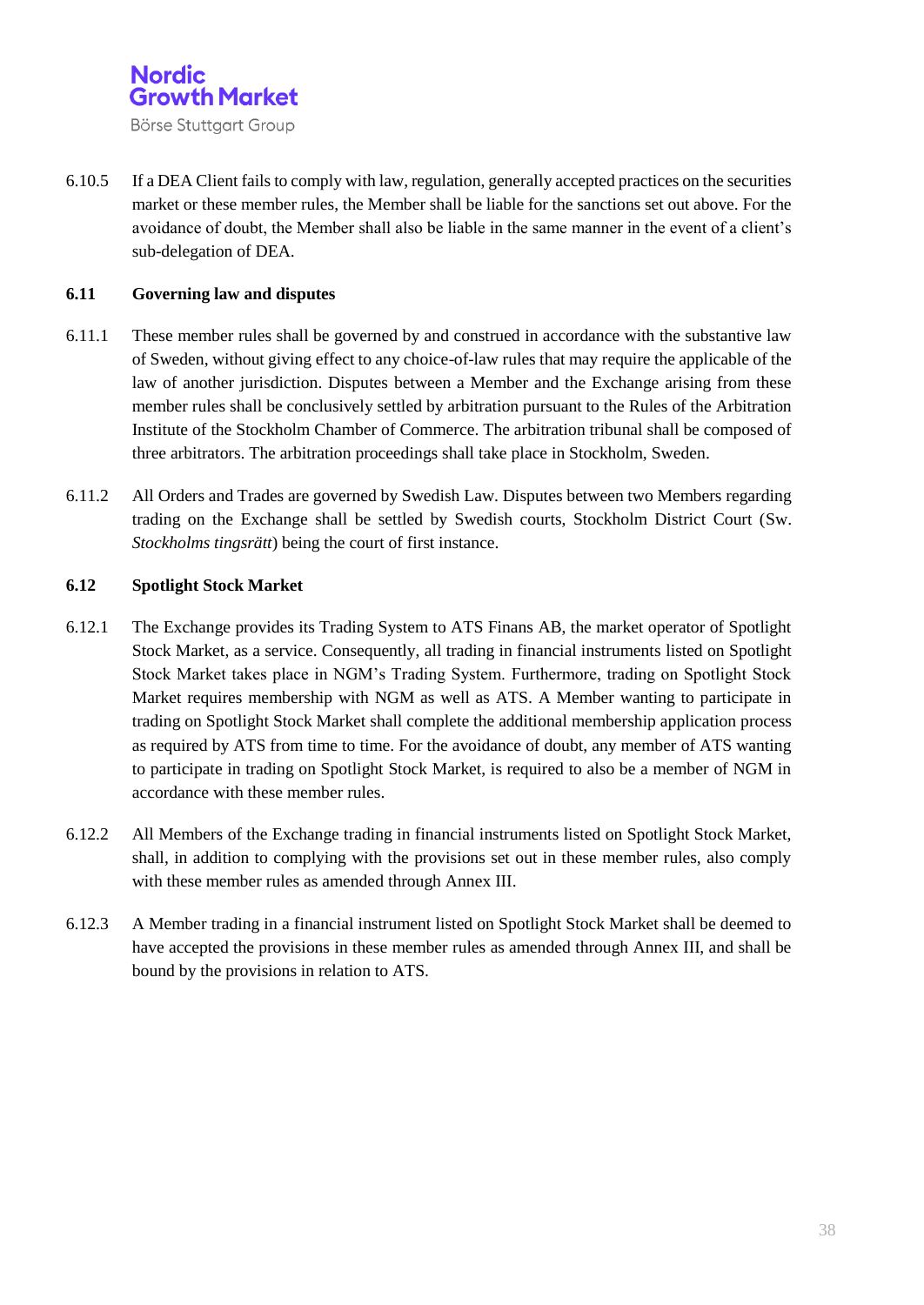6.10.5 If a DEA Client fails to comply with law, regulation, generally accepted practices on the securities market or these member rules, the Member shall be liable for the sanctions set out above. For the avoidance of doubt, the Member shall also be liable in the same manner in the event of a client's sub-delegation of DEA.

### 6.11 Governing law and disputes

6.11.1 These member rules shall be governed by and construed in accordance with the substantive law of Sweden, without giving effect to any choice-of-law rules that may require the applicable of the law of another jurisdiction. Disputes between a Member and the Exchange arising from these member rules shall be conclusively settled by arbitration pursuant to the Rules of the Arbitration Institute of the Stockholm Chamber of Commerce. The arbitration tribunal shall be composed of three arbitrators. The arbitration proceedings shall take place in Stockholm, Sweden.

6.11.2 All Orders and Trades are governed by Swedish Law. Disputes between two Members regarding trading on the Exchange shall be settled by Swedish courts, Stockholm District Court (Sw. *Stockholms tingsrätt*) being the court of first instance.

### 6.12 Spotlight Stock Market

6.12.1 The Exchange provides its Trading System to ATS Finans AB, the market operator of Spotlight Stock Market, as a service. Consequently, all trading in financial instruments listed on Spotlight Stock Market takes place in NGM's Trading System. Furthermore, trading on Spotlight Stock Market requires membership with NGM as well as ATS. A Member wanting to participate in trading on Spotlight Stock Market shall complete the additional membership application process as required by ATS from time to time. For the avoidance of doubt, any member of ATS wanting to participate in trading on Spotlight Stock Market, is required to also be a member of NGM in accordance with these member rules.

6.12.2 All Members of the Exchange trading in financial instruments listed on Spotlight Stock Market, shall, in addition to complying with the provisions set out in these member rules, also comply with these member rules as amended through Annex III.

6.12.3 A Member trading in a financial instrument listed on Spotlight Stock Market shall be deemed to have accepted the provisions in these member rules as amended through Annex III, and shall be bound by the provisions in relation to ATS.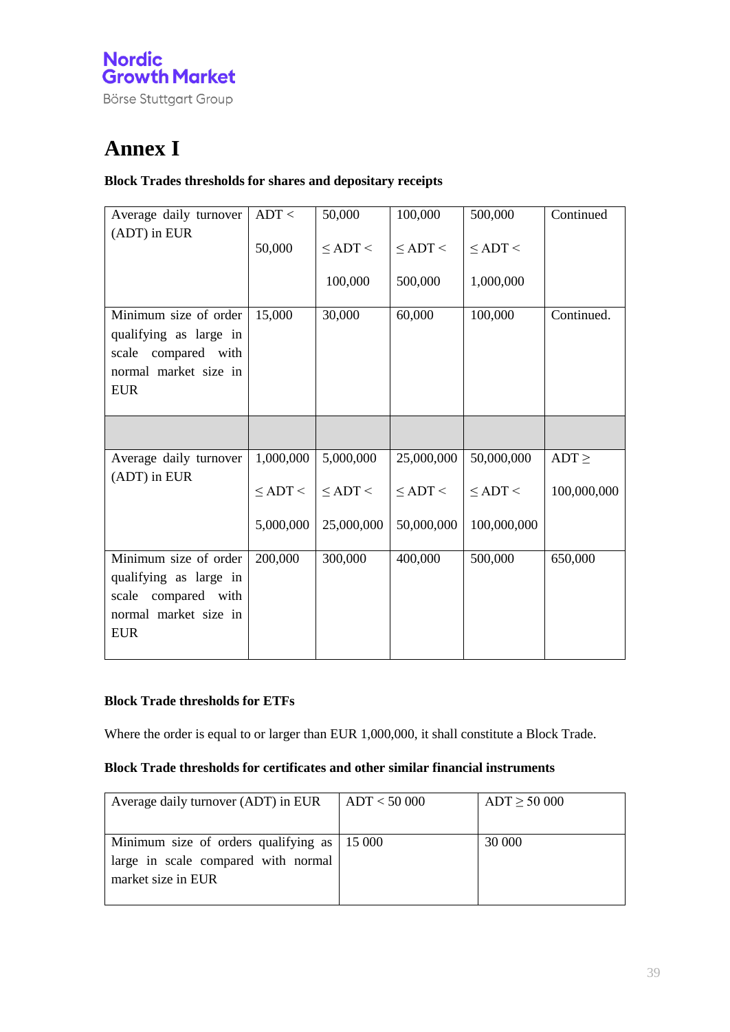# Annex I

**Block Trades thresholds for shares and depositary receipts**

| Average daily turnover (ADT) in EUR | ADT < 50,000 | 50,000 ≤ ADT < 100,000 | 100,000 ≤ ADT < 500,000 | 500,000 ≤ ADT < 1,000,000 | Continued |
|---|---|---|---|---|---|
| Minimum size of order qualifying as large in scale compared with normal market size in EUR | 15,000 | 30,000 | 60,000 | 100,000 | Continued. |
| | | | | | |
| Average daily turnover (ADT) in EUR | 1,000,000 ≤ ADT < 5,000,000 | 5,000,000 ≤ ADT < 25,000,000 | 25,000,000 ≤ ADT < 50,000,000 | 50,000,000 ≤ ADT < 100,000,000 | ADT ≥ 100,000,000 |
| Minimum size of order qualifying as large in scale compared with normal market size in EUR | 200,000 | 300,000 | 400,000 | 500,000 | 650,000 |

**Block Trade thresholds for ETFs**

Where the order is equal to or larger than EUR 1,000,000, it shall constitute a Block Trade.

**Block Trade thresholds for certificates and other similar financial instruments**

| Average daily turnover (ADT) in EUR | ADT < 50 000 | ADT ≥ 50 000 |
|---|---|---|
| Minimum size of orders qualifying as large in scale compared with normal market size in EUR | 15 000 | 30 000 |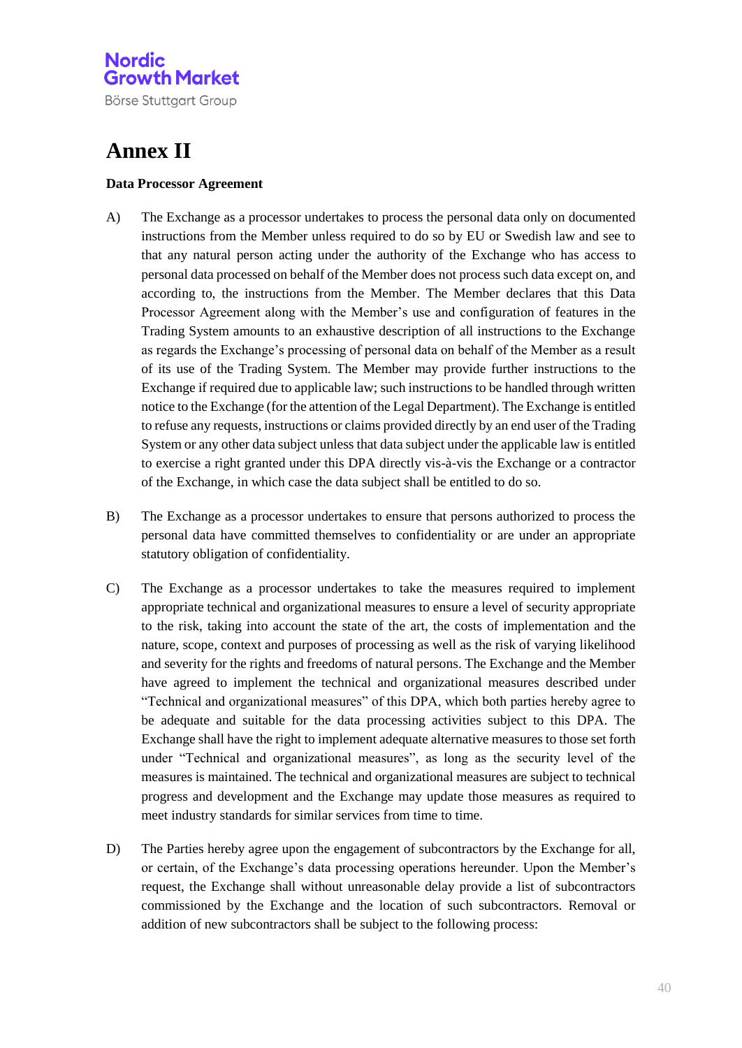# Annex II

**Data Processor Agreement**

A) The Exchange as a processor undertakes to process the personal data only on documented instructions from the Member unless required to do so by EU or Swedish law and see to that any natural person acting under the authority of the Exchange who has access to personal data processed on behalf of the Member does not process such data except on, and according to, the instructions from the Member. The Member declares that this Data Processor Agreement along with the Member's use and configuration of features in the Trading System amounts to an exhaustive description of all instructions to the Exchange as regards the Exchange's processing of personal data on behalf of the Member as a result of its use of the Trading System. The Member may provide further instructions to the Exchange if required due to applicable law; such instructions to be handled through written notice to the Exchange (for the attention of the Legal Department). The Exchange is entitled to refuse any requests, instructions or claims provided directly by an end user of the Trading System or any other data subject unless that data subject under the applicable law is entitled to exercise a right granted under this DPA directly vis-à-vis the Exchange or a contractor of the Exchange, in which case the data subject shall be entitled to do so.

B) The Exchange as a processor undertakes to ensure that persons authorized to process the personal data have committed themselves to confidentiality or are under an appropriate statutory obligation of confidentiality.

C) The Exchange as a processor undertakes to take the measures required to implement appropriate technical and organizational measures to ensure a level of security appropriate to the risk, taking into account the state of the art, the costs of implementation and the nature, scope, context and purposes of processing as well as the risk of varying likelihood and severity for the rights and freedoms of natural persons. The Exchange and the Member have agreed to implement the technical and organizational measures described under "Technical and organizational measures" of this DPA, which both parties hereby agree to be adequate and suitable for the data processing activities subject to this DPA. The Exchange shall have the right to implement adequate alternative measures to those set forth under "Technical and organizational measures", as long as the security level of the measures is maintained. The technical and organizational measures are subject to technical progress and development and the Exchange may update those measures as required to meet industry standards for similar services from time to time.

D) The Parties hereby agree upon the engagement of subcontractors by the Exchange for all, or certain, of the Exchange's data processing operations hereunder. Upon the Member's request, the Exchange shall without unreasonable delay provide a list of subcontractors commissioned by the Exchange and the location of such subcontractors. Removal or addition of new subcontractors shall be subject to the following process: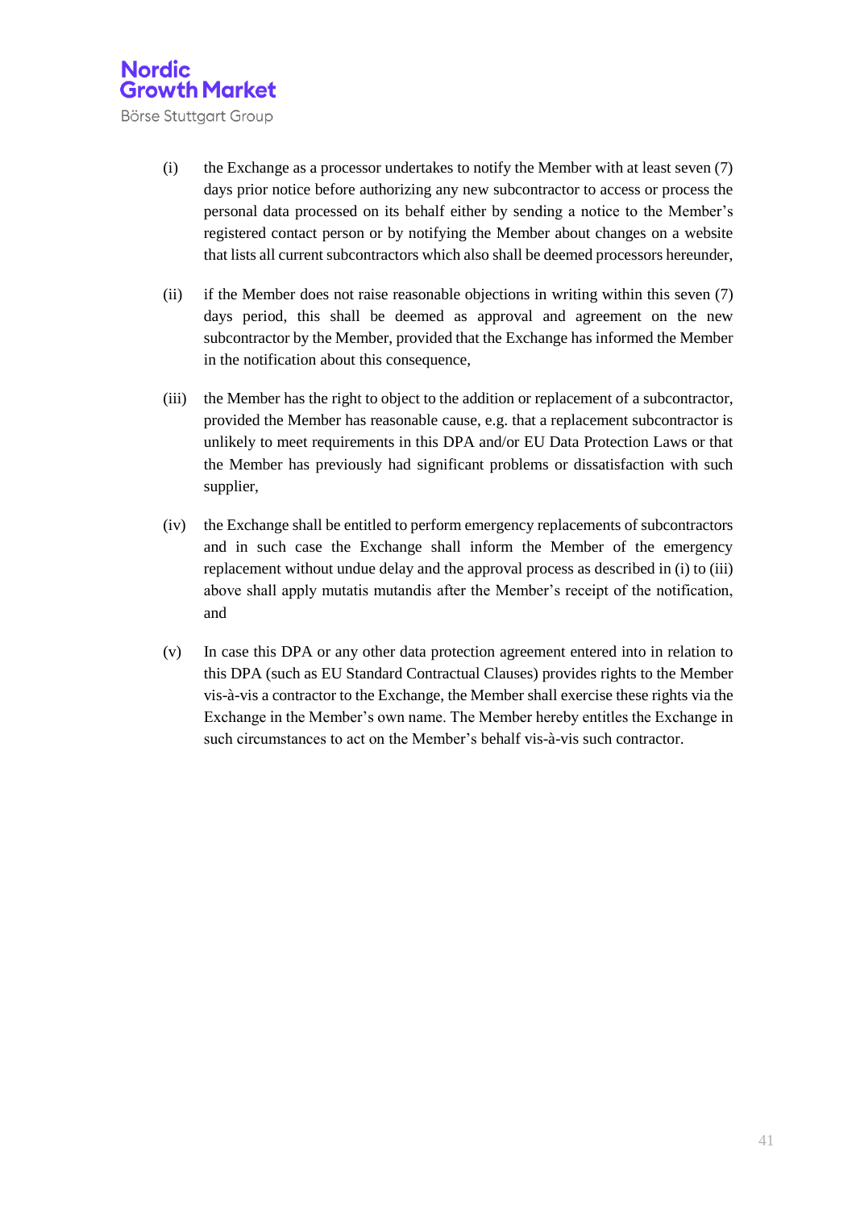(i) the Exchange as a processor undertakes to notify the Member with at least seven (7) days prior notice before authorizing any new subcontractor to access or process the personal data processed on its behalf either by sending a notice to the Member's registered contact person or by notifying the Member about changes on a website that lists all current subcontractors which also shall be deemed processors hereunder,

(ii) if the Member does not raise reasonable objections in writing within this seven (7) days period, this shall be deemed as approval and agreement on the new subcontractor by the Member, provided that the Exchange has informed the Member in the notification about this consequence,

(iii) the Member has the right to object to the addition or replacement of a subcontractor, provided the Member has reasonable cause, e.g. that a replacement subcontractor is unlikely to meet requirements in this DPA and/or EU Data Protection Laws or that the Member has previously had significant problems or dissatisfaction with such supplier,

(iv) the Exchange shall be entitled to perform emergency replacements of subcontractors and in such case the Exchange shall inform the Member of the emergency replacement without undue delay and the approval process as described in (i) to (iii) above shall apply mutatis mutandis after the Member's receipt of the notification, and

(v) In case this DPA or any other data protection agreement entered into in relation to this DPA (such as EU Standard Contractual Clauses) provides rights to the Member vis-à-vis a contractor to the Exchange, the Member shall exercise these rights via the Exchange in the Member's own name. The Member hereby entitles the Exchange in such circumstances to act on the Member's behalf vis-à-vis such contractor.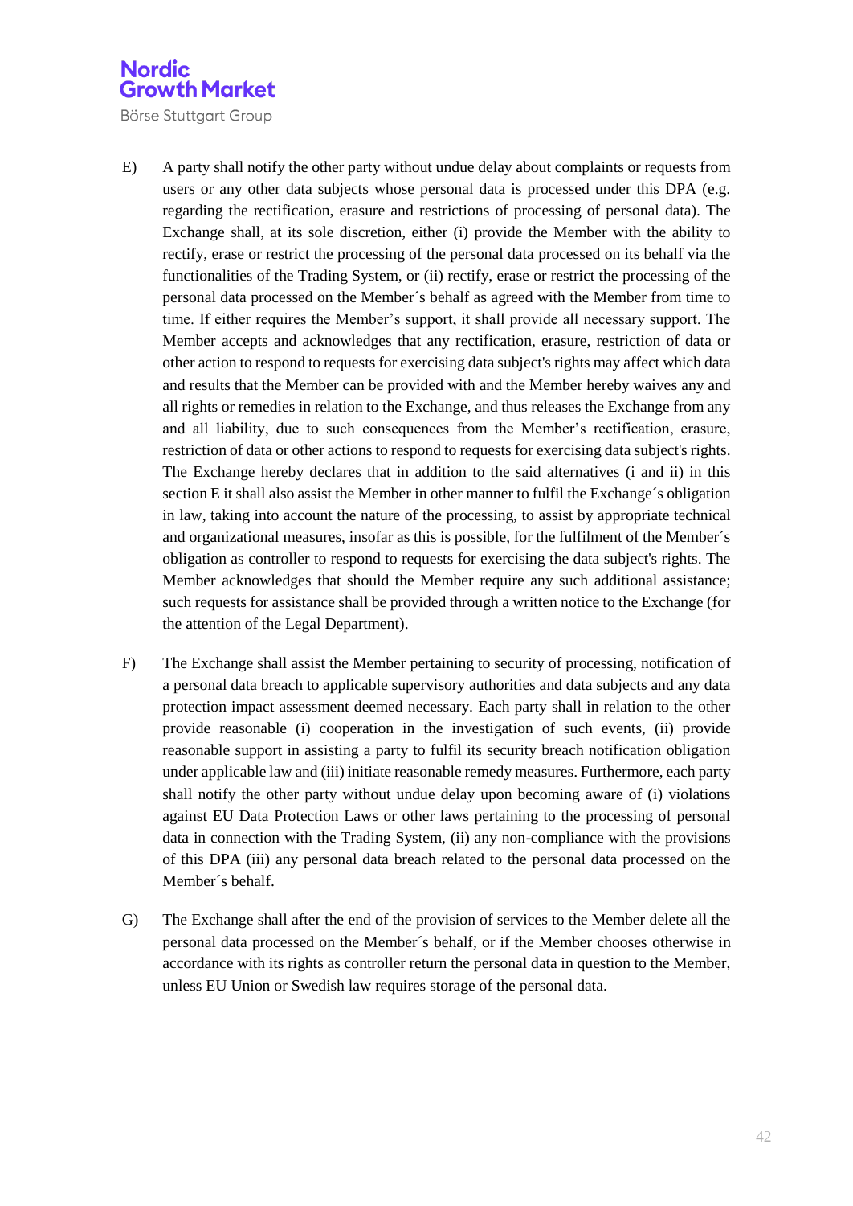E) A party shall notify the other party without undue delay about complaints or requests from users or any other data subjects whose personal data is processed under this DPA (e.g. regarding the rectification, erasure and restrictions of processing of personal data). The Exchange shall, at its sole discretion, either (i) provide the Member with the ability to rectify, erase or restrict the processing of the personal data processed on its behalf via the functionalities of the Trading System, or (ii) rectify, erase or restrict the processing of the personal data processed on the Member´s behalf as agreed with the Member from time to time. If either requires the Member's support, it shall provide all necessary support. The Member accepts and acknowledges that any rectification, erasure, restriction of data or other action to respond to requests for exercising data subject's rights may affect which data and results that the Member can be provided with and the Member hereby waives any and all rights or remedies in relation to the Exchange, and thus releases the Exchange from any and all liability, due to such consequences from the Member's rectification, erasure, restriction of data or other actions to respond to requests for exercising data subject's rights. The Exchange hereby declares that in addition to the said alternatives (i and ii) in this section E it shall also assist the Member in other manner to fulfil the Exchange´s obligation in law, taking into account the nature of the processing, to assist by appropriate technical and organizational measures, insofar as this is possible, for the fulfilment of the Member´s obligation as controller to respond to requests for exercising the data subject's rights. The Member acknowledges that should the Member require any such additional assistance; such requests for assistance shall be provided through a written notice to the Exchange (for the attention of the Legal Department).

F) The Exchange shall assist the Member pertaining to security of processing, notification of a personal data breach to applicable supervisory authorities and data subjects and any data protection impact assessment deemed necessary. Each party shall in relation to the other provide reasonable (i) cooperation in the investigation of such events, (ii) provide reasonable support in assisting a party to fulfil its security breach notification obligation under applicable law and (iii) initiate reasonable remedy measures. Furthermore, each party shall notify the other party without undue delay upon becoming aware of (i) violations against EU Data Protection Laws or other laws pertaining to the processing of personal data in connection with the Trading System, (ii) any non-compliance with the provisions of this DPA (iii) any personal data breach related to the personal data processed on the Member´s behalf.

G) The Exchange shall after the end of the provision of services to the Member delete all the personal data processed on the Member´s behalf, or if the Member chooses otherwise in accordance with its rights as controller return the personal data in question to the Member, unless EU Union or Swedish law requires storage of the personal data.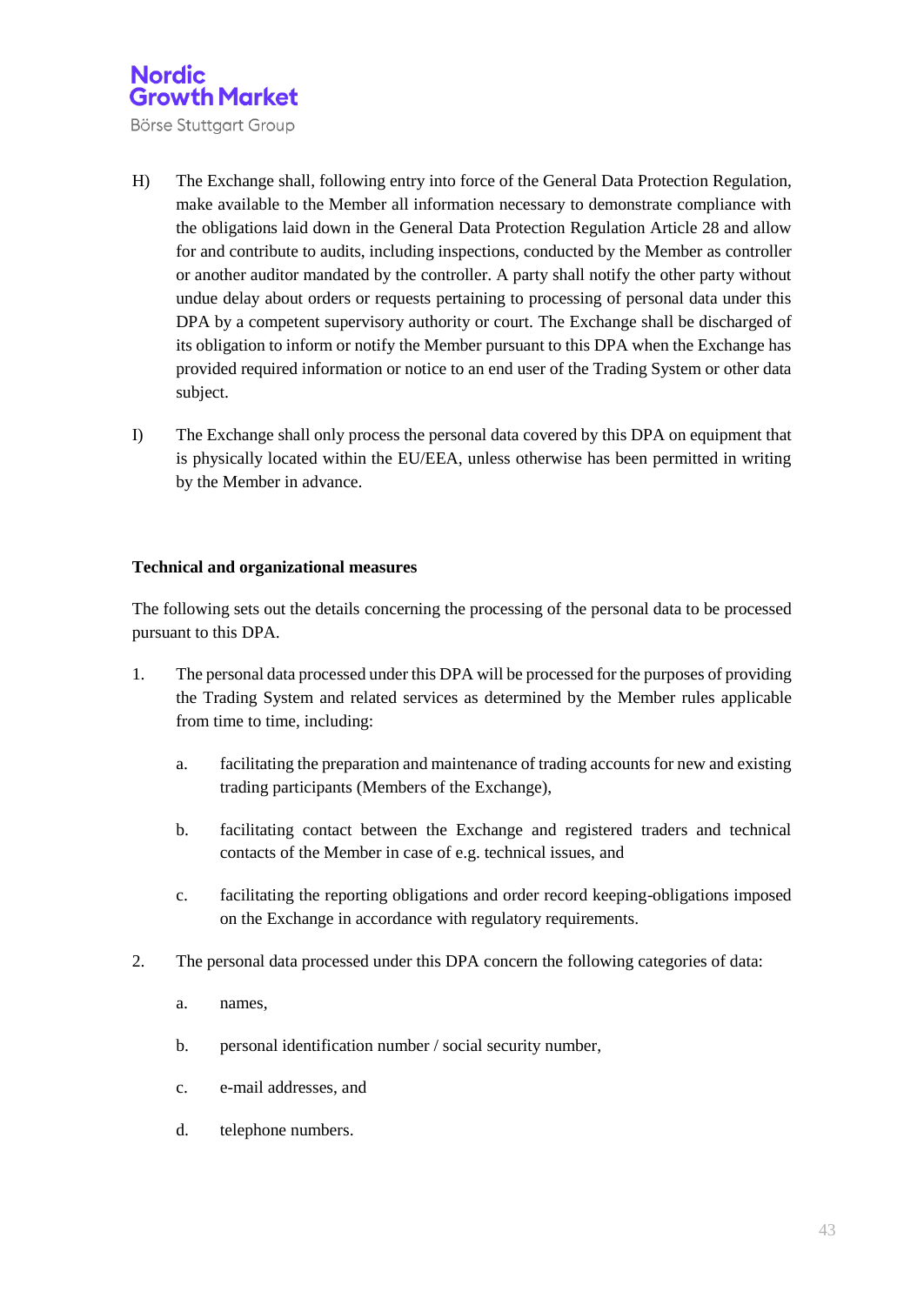H) The Exchange shall, following entry into force of the General Data Protection Regulation, make available to the Member all information necessary to demonstrate compliance with the obligations laid down in the General Data Protection Regulation Article 28 and allow for and contribute to audits, including inspections, conducted by the Member as controller or another auditor mandated by the controller. A party shall notify the other party without undue delay about orders or requests pertaining to processing of personal data under this DPA by a competent supervisory authority or court. The Exchange shall be discharged of its obligation to inform or notify the Member pursuant to this DPA when the Exchange has provided required information or notice to an end user of the Trading System or other data subject.

I) The Exchange shall only process the personal data covered by this DPA on equipment that is physically located within the EU/EEA, unless otherwise has been permitted in writing by the Member in advance.

**Technical and organizational measures**

The following sets out the details concerning the processing of the personal data to be processed pursuant to this DPA.

1. The personal data processed under this DPA will be processed for the purposes of providing the Trading System and related services as determined by the Member rules applicable from time to time, including:

    a. facilitating the preparation and maintenance of trading accounts for new and existing trading participants (Members of the Exchange),

    b. facilitating contact between the Exchange and registered traders and technical contacts of the Member in case of e.g. technical issues, and

    c. facilitating the reporting obligations and order record keeping-obligations imposed on the Exchange in accordance with regulatory requirements.

2. The personal data processed under this DPA concern the following categories of data:

    a. names,

    b. personal identification number / social security number,

    c. e-mail addresses, and

    d. telephone numbers.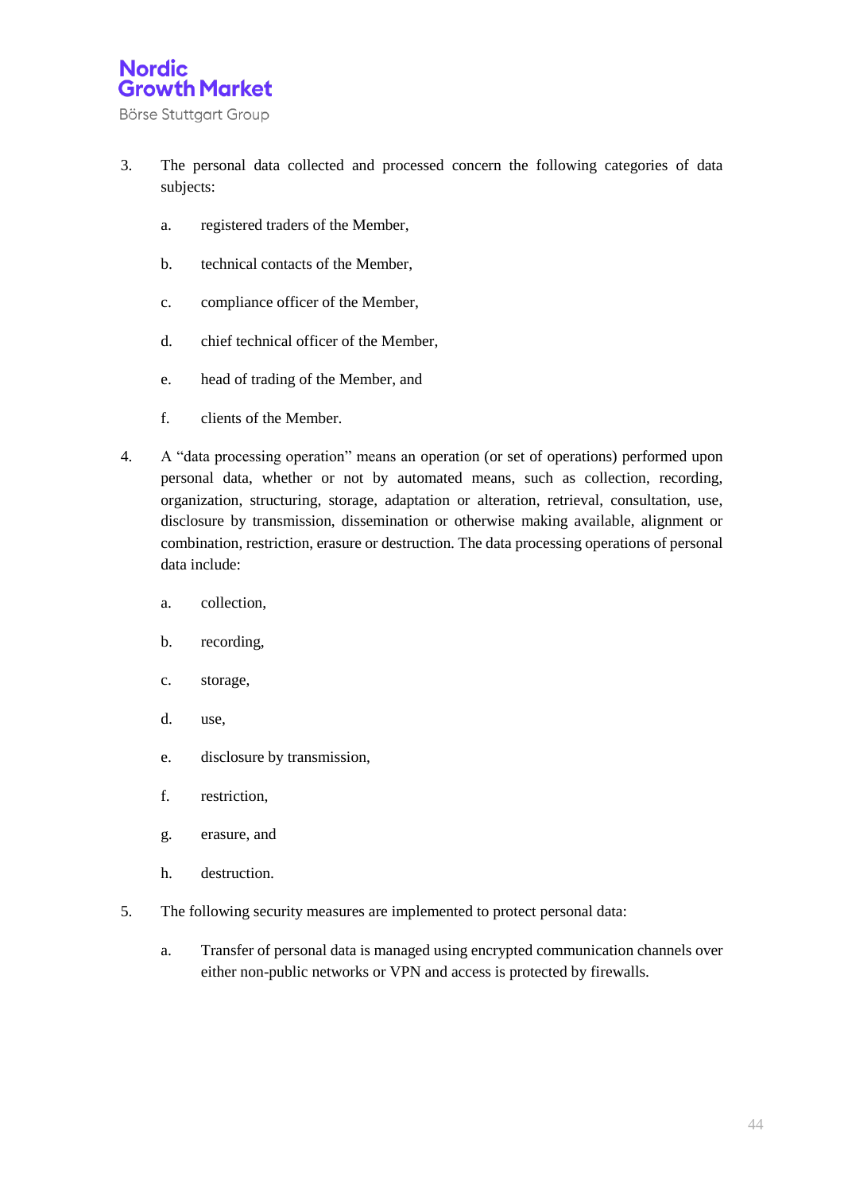3. The personal data collected and processed concern the following categories of data subjects:

   a. registered traders of the Member,

   b. technical contacts of the Member,

   c. compliance officer of the Member,

   d. chief technical officer of the Member,

   e. head of trading of the Member, and

   f. clients of the Member.

4. A "data processing operation" means an operation (or set of operations) performed upon personal data, whether or not by automated means, such as collection, recording, organization, structuring, storage, adaptation or alteration, retrieval, consultation, use, disclosure by transmission, dissemination or otherwise making available, alignment or combination, restriction, erasure or destruction. The data processing operations of personal data include:

   a. collection,

   b. recording,

   c. storage,

   d. use,

   e. disclosure by transmission,

   f. restriction,

   g. erasure, and

   h. destruction.

5. The following security measures are implemented to protect personal data:

   a. Transfer of personal data is managed using encrypted communication channels over either non-public networks or VPN and access is protected by firewalls.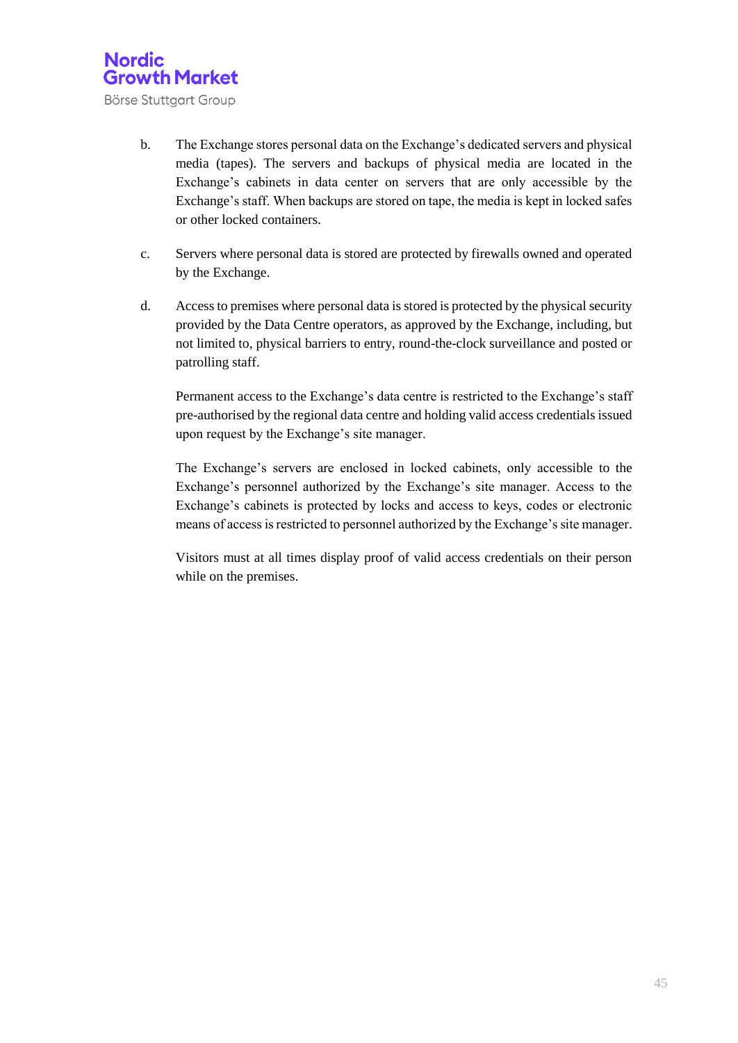b. The Exchange stores personal data on the Exchange's dedicated servers and physical media (tapes). The servers and backups of physical media are located in the Exchange's cabinets in data center on servers that are only accessible by the Exchange's staff. When backups are stored on tape, the media is kept in locked safes or other locked containers.

c. Servers where personal data is stored are protected by firewalls owned and operated by the Exchange.

d. Access to premises where personal data is stored is protected by the physical security provided by the Data Centre operators, as approved by the Exchange, including, but not limited to, physical barriers to entry, round-the-clock surveillance and posted or patrolling staff.

   Permanent access to the Exchange's data centre is restricted to the Exchange's staff pre-authorised by the regional data centre and holding valid access credentials issued upon request by the Exchange's site manager.

   The Exchange's servers are enclosed in locked cabinets, only accessible to the Exchange's personnel authorized by the Exchange's site manager. Access to the Exchange's cabinets is protected by locks and access to keys, codes or electronic means of access is restricted to personnel authorized by the Exchange's site manager.

   Visitors must at all times display proof of valid access credentials on their person while on the premises.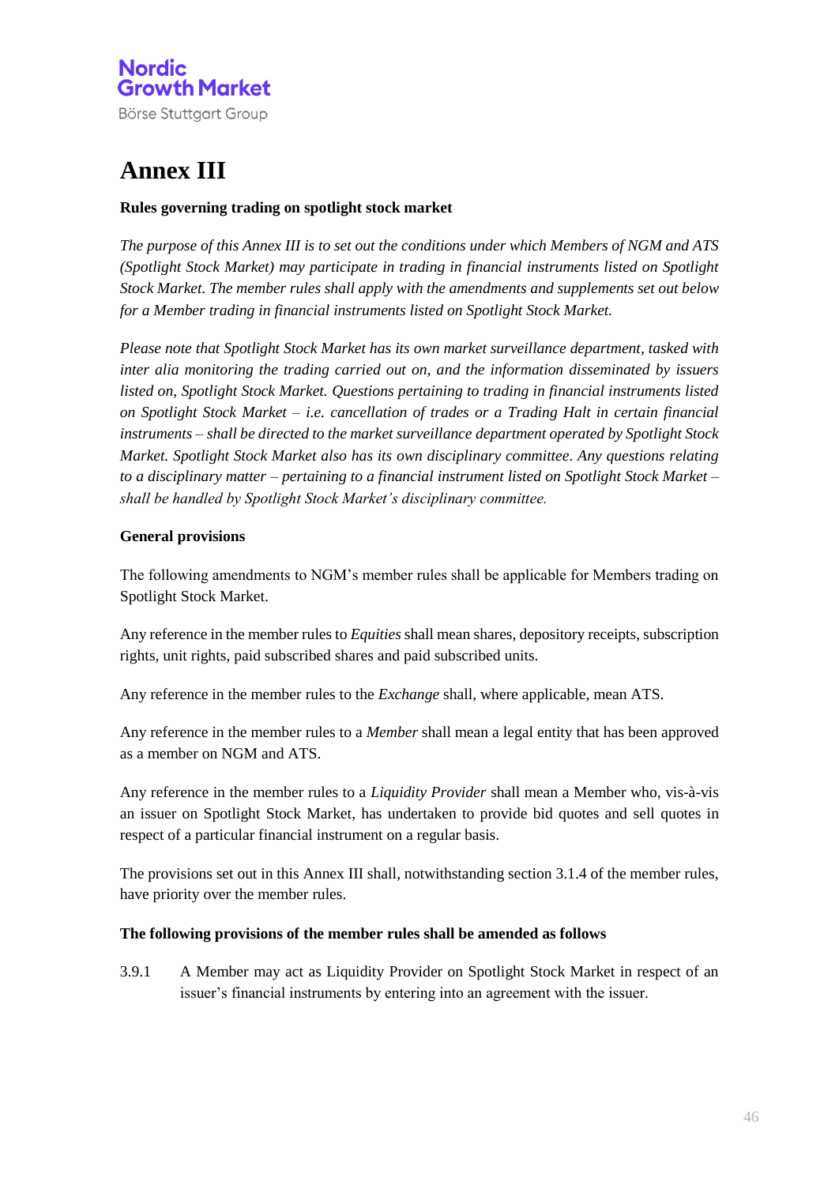# Annex III

**Rules governing trading on spotlight stock market**

*The purpose of this Annex III is to set out the conditions under which Members of NGM and ATS (Spotlight Stock Market) may participate in trading in financial instruments listed on Spotlight Stock Market. The member rules shall apply with the amendments and supplements set out below for a Member trading in financial instruments listed on Spotlight Stock Market.*

*Please note that Spotlight Stock Market has its own market surveillance department, tasked with inter alia monitoring the trading carried out on, and the information disseminated by issuers listed on, Spotlight Stock Market. Questions pertaining to trading in financial instruments listed on Spotlight Stock Market – i.e. cancellation of trades or a Trading Halt in certain financial instruments – shall be directed to the market surveillance department operated by Spotlight Stock Market. Spotlight Stock Market also has its own disciplinary committee. Any questions relating to a disciplinary matter – pertaining to a financial instrument listed on Spotlight Stock Market – shall be handled by Spotlight Stock Market's disciplinary committee.*

**General provisions**

The following amendments to NGM's member rules shall be applicable for Members trading on Spotlight Stock Market.

Any reference in the member rules to *Equities* shall mean shares, depository receipts, subscription rights, unit rights, paid subscribed shares and paid subscribed units.

Any reference in the member rules to the *Exchange* shall, where applicable, mean ATS.

Any reference in the member rules to a *Member* shall mean a legal entity that has been approved as a member on NGM and ATS.

Any reference in the member rules to a *Liquidity Provider* shall mean a Member who, vis-à-vis an issuer on Spotlight Stock Market, has undertaken to provide bid quotes and sell quotes in respect of a particular financial instrument on a regular basis.

The provisions set out in this Annex III shall, notwithstanding section 3.1.4 of the member rules, have priority over the member rules.

**The following provisions of the member rules shall be amended as follows**

3.9.1 A Member may act as Liquidity Provider on Spotlight Stock Market in respect of an issuer's financial instruments by entering into an agreement with the issuer.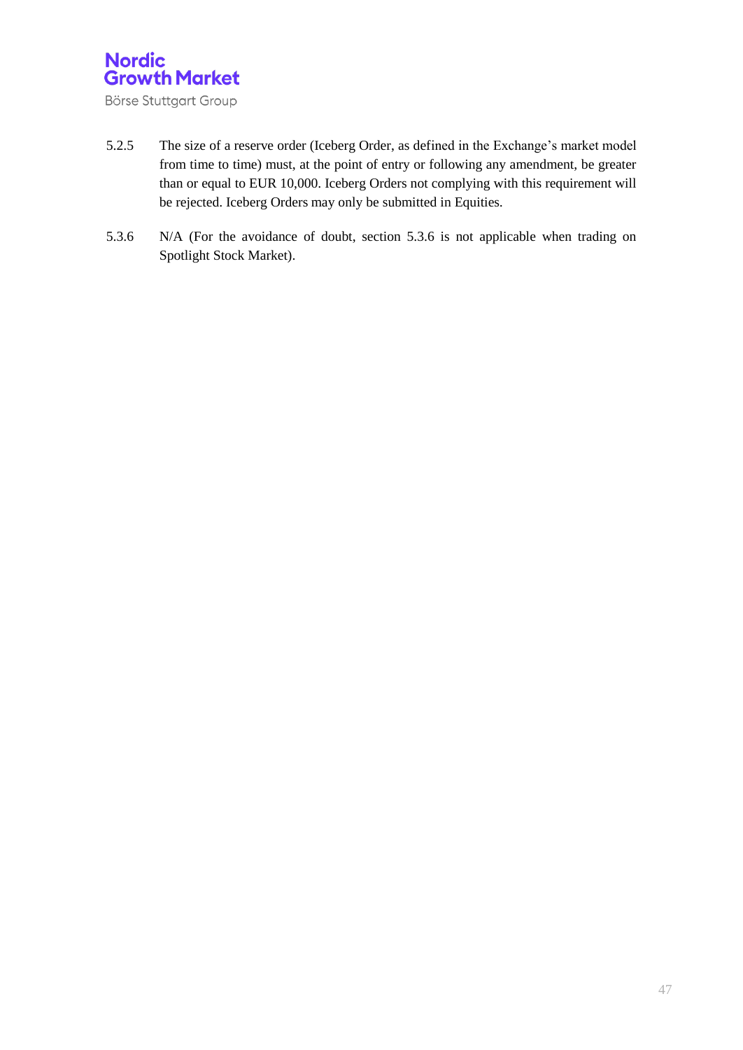5.2.5 The size of a reserve order (Iceberg Order, as defined in the Exchange's market model from time to time) must, at the point of entry or following any amendment, be greater than or equal to EUR 10,000. Iceberg Orders not complying with this requirement will be rejected. Iceberg Orders may only be submitted in Equities.

5.3.6 N/A (For the avoidance of doubt, section 5.3.6 is not applicable when trading on Spotlight Stock Market).